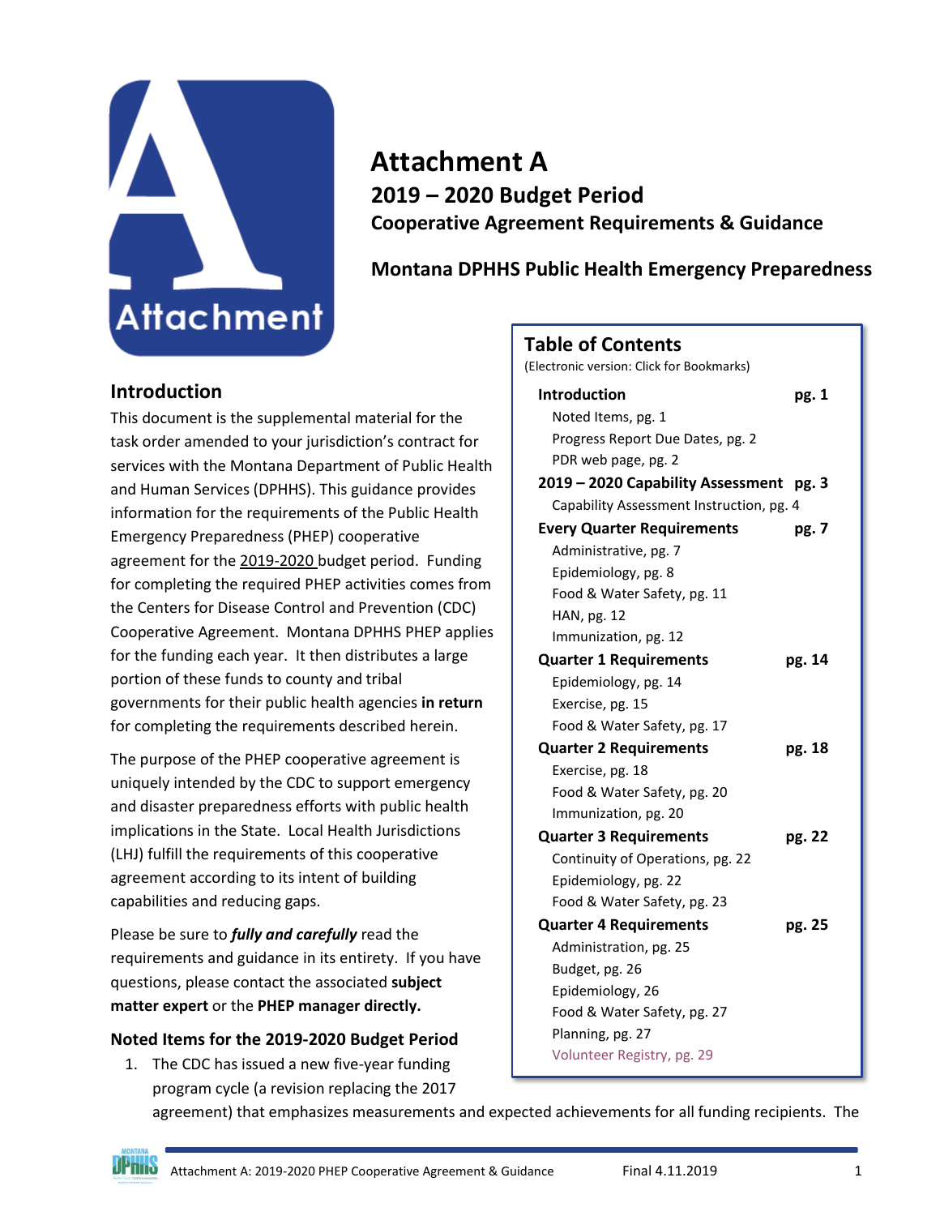# Attachment A

## 2019 – 2020 Budget Period

### Cooperative Agreement Requirements & Guidance

### Montana DPHHS Public Health Emergency Preparedness

## Table of Contents

(Electronic version: Click for Bookmarks)

| | |
|---|---|
| **Introduction** | **pg. 1** |
| Noted Items, pg. 1 | |
| Progress Report Due Dates, pg. 2 | |
| PDR web page, pg. 2 | |
| **2019 – 2020 Capability Assessment** | **pg. 3** |
| Capability Assessment Instruction, pg. 4 | |
| **Every Quarter Requirements** | **pg. 7** |
| Administrative, pg. 7 | |
| Epidemiology, pg. 8 | |
| Food & Water Safety, pg. 11 | |
| HAN, pg. 12 | |
| Immunization, pg. 12 | |
| **Quarter 1 Requirements** | **pg. 14** |
| Epidemiology, pg. 14 | |
| Exercise, pg. 15 | |
| Food & Water Safety, pg. 17 | |
| **Quarter 2 Requirements** | **pg. 18** |
| Exercise, pg. 18 | |
| Food & Water Safety, pg. 20 | |
| Immunization, pg. 20 | |
| **Quarter 3 Requirements** | **pg. 22** |
| Continuity of Operations, pg. 22 | |
| Epidemiology, pg. 22 | |
| Food & Water Safety, pg. 23 | |
| **Quarter 4 Requirements** | **pg. 25** |
| Administration, pg. 25 | |
| Budget, pg. 26 | |
| Epidemiology, 26 | |
| Food & Water Safety, pg. 27 | |
| Planning, pg. 27 | |
| Volunteer Registry, pg. 29 | |

## Introduction

This document is the supplemental material for the task order amended to your jurisdiction's contract for services with the Montana Department of Public Health and Human Services (DPHHS). This guidance provides information for the requirements of the Public Health Emergency Preparedness (PHEP) cooperative agreement for the 2019-2020 budget period. Funding for completing the required PHEP activities comes from the Centers for Disease Control and Prevention (CDC) Cooperative Agreement. Montana DPHHS PHEP applies for the funding each year. It then distributes a large portion of these funds to county and tribal governments for their public health agencies **in return** for completing the requirements described herein.

The purpose of the PHEP cooperative agreement is uniquely intended by the CDC to support emergency and disaster preparedness efforts with public health implications in the State. Local Health Jurisdictions (LHJ) fulfill the requirements of this cooperative agreement according to its intent of building capabilities and reducing gaps.

Please be sure to ***fully and carefully*** read the requirements and guidance in its entirety. If you have questions, please contact the associated **subject matter expert** or the **PHEP manager directly.**

### Noted Items for the 2019-2020 Budget Period

1. The CDC has issued a new five-year funding program cycle (a revision replacing the 2017 agreement) that emphasizes measurements and expected achievements for all funding recipients. The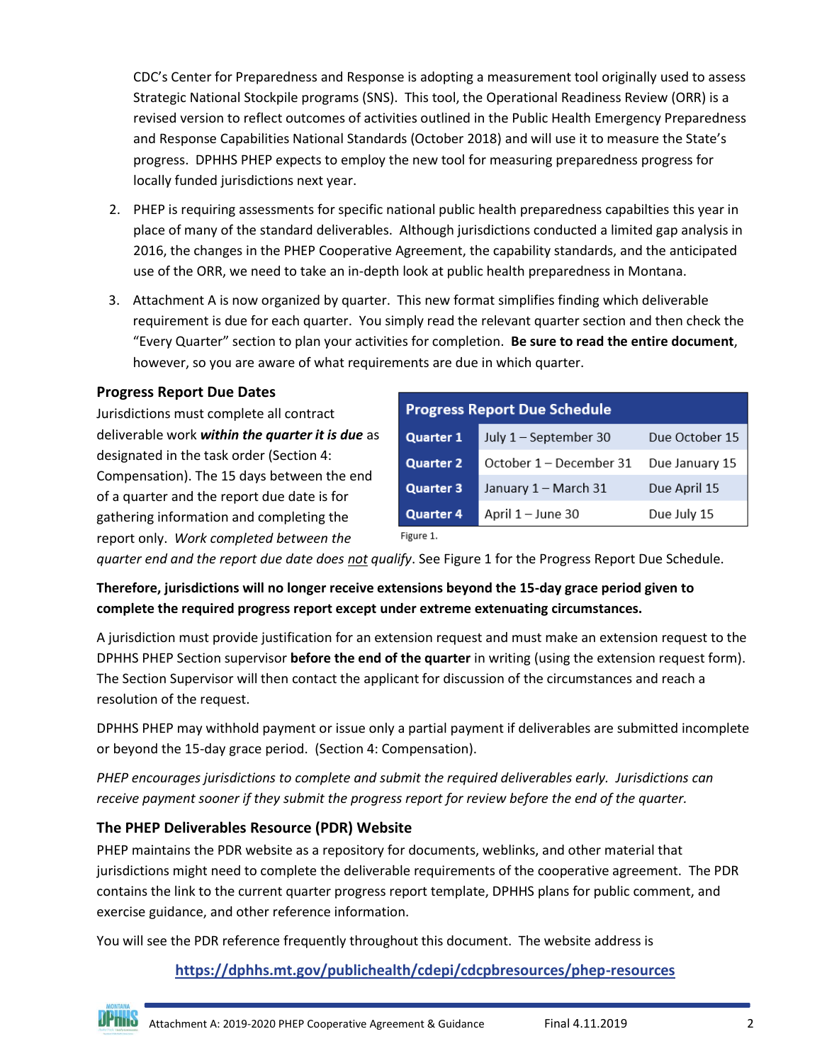CDC's Center for Preparedness and Response is adopting a measurement tool originally used to assess Strategic National Stockpile programs (SNS). This tool, the Operational Readiness Review (ORR) is a revised version to reflect outcomes of activities outlined in the Public Health Emergency Preparedness and Response Capabilities National Standards (October 2018) and will use it to measure the State's progress. DPHHS PHEP expects to employ the new tool for measuring preparedness progress for locally funded jurisdictions next year.

2. PHEP is requiring assessments for specific national public health preparedness capabilties this year in place of many of the standard deliverables. Although jurisdictions conducted a limited gap analysis in 2016, the changes in the PHEP Cooperative Agreement, the capability standards, and the anticipated use of the ORR, we need to take an in-depth look at public health preparedness in Montana.
3. Attachment A is now organized by quarter. This new format simplifies finding which deliverable requirement is due for each quarter. You simply read the relevant quarter section and then check the "Every Quarter" section to plan your activities for completion. **Be sure to read the entire document**, however, so you are aware of what requirements are due in which quarter.

### Progress Report Due Dates

Jurisdictions must complete all contract deliverable work ***within the quarter it is due*** as designated in the task order (Section 4: Compensation). The 15 days between the end of a quarter and the report due date is for gathering information and completing the report only. *Work completed between the quarter end and the report due date does not qualify*. See Figure 1 for the Progress Report Due Schedule.

| Progress Report Due Schedule | | |
|---|---|---|
| **Quarter 1** | July 1 – September 30 | Due October 15 |
| **Quarter 2** | October 1 – December 31 | Due January 15 |
| **Quarter 3** | January 1 – March 31 | Due April 15 |
| **Quarter 4** | April 1 – June 30 | Due July 15 |

Figure 1.

**Therefore, jurisdictions will no longer receive extensions beyond the 15-day grace period given to complete the required progress report except under extreme extenuating circumstances.**

A jurisdiction must provide justification for an extension request and must make an extension request to the DPHHS PHEP Section supervisor **before the end of the quarter** in writing (using the extension request form). The Section Supervisor will then contact the applicant for discussion of the circumstances and reach a resolution of the request.

DPHHS PHEP may withhold payment or issue only a partial payment if deliverables are submitted incomplete or beyond the 15-day grace period. (Section 4: Compensation).

*PHEP encourages jurisdictions to complete and submit the required deliverables early. Jurisdictions can receive payment sooner if they submit the progress report for review before the end of the quarter.*

### The PHEP Deliverables Resource (PDR) Website

PHEP maintains the PDR website as a repository for documents, weblinks, and other material that jurisdictions might need to complete the deliverable requirements of the cooperative agreement. The PDR contains the link to the current quarter progress report template, DPHHS plans for public comment, and exercise guidance, and other reference information.

You will see the PDR reference frequently throughout this document. The website address is

**https://dphhs.mt.gov/publichealth/cdepi/cdcpbresources/phep-resources**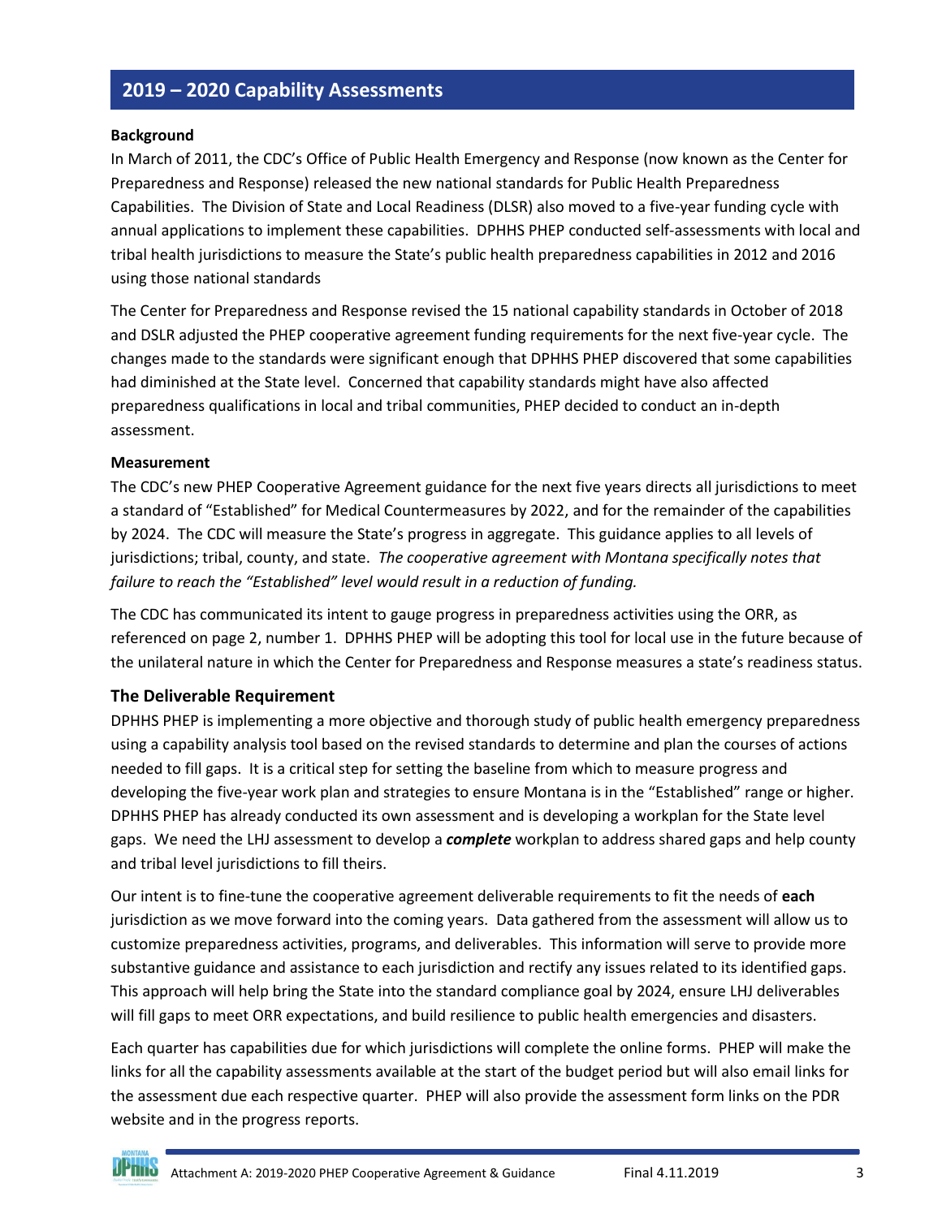## 2019 – 2020 Capability Assessments

**Background**

In March of 2011, the CDC's Office of Public Health Emergency and Response (now known as the Center for Preparedness and Response) released the new national standards for Public Health Preparedness Capabilities. The Division of State and Local Readiness (DLSR) also moved to a five-year funding cycle with annual applications to implement these capabilities. DPHHS PHEP conducted self-assessments with local and tribal health jurisdictions to measure the State's public health preparedness capabilities in 2012 and 2016 using those national standards

The Center for Preparedness and Response revised the 15 national capability standards in October of 2018 and DSLR adjusted the PHEP cooperative agreement funding requirements for the next five-year cycle. The changes made to the standards were significant enough that DPHHS PHEP discovered that some capabilities had diminished at the State level. Concerned that capability standards might have also affected preparedness qualifications in local and tribal communities, PHEP decided to conduct an in-depth assessment.

**Measurement**

The CDC's new PHEP Cooperative Agreement guidance for the next five years directs all jurisdictions to meet a standard of "Established" for Medical Countermeasures by 2022, and for the remainder of the capabilities by 2024. The CDC will measure the State's progress in aggregate. This guidance applies to all levels of jurisdictions; tribal, county, and state. *The cooperative agreement with Montana specifically notes that failure to reach the "Established" level would result in a reduction of funding.*

The CDC has communicated its intent to gauge progress in preparedness activities using the ORR, as referenced on page 2, number 1. DPHHS PHEP will be adopting this tool for local use in the future because of the unilateral nature in which the Center for Preparedness and Response measures a state's readiness status.

### The Deliverable Requirement

DPHHS PHEP is implementing a more objective and thorough study of public health emergency preparedness using a capability analysis tool based on the revised standards to determine and plan the courses of actions needed to fill gaps. It is a critical step for setting the baseline from which to measure progress and developing the five-year work plan and strategies to ensure Montana is in the "Established" range or higher. DPHHS PHEP has already conducted its own assessment and is developing a workplan for the State level gaps. We need the LHJ assessment to develop a ***complete*** workplan to address shared gaps and help county and tribal level jurisdictions to fill theirs.

Our intent is to fine-tune the cooperative agreement deliverable requirements to fit the needs of **each** jurisdiction as we move forward into the coming years. Data gathered from the assessment will allow us to customize preparedness activities, programs, and deliverables. This information will serve to provide more substantive guidance and assistance to each jurisdiction and rectify any issues related to its identified gaps. This approach will help bring the State into the standard compliance goal by 2024, ensure LHJ deliverables will fill gaps to meet ORR expectations, and build resilience to public health emergencies and disasters.

Each quarter has capabilities due for which jurisdictions will complete the online forms. PHEP will make the links for all the capability assessments available at the start of the budget period but will also email links for the assessment due each respective quarter. PHEP will also provide the assessment form links on the PDR website and in the progress reports.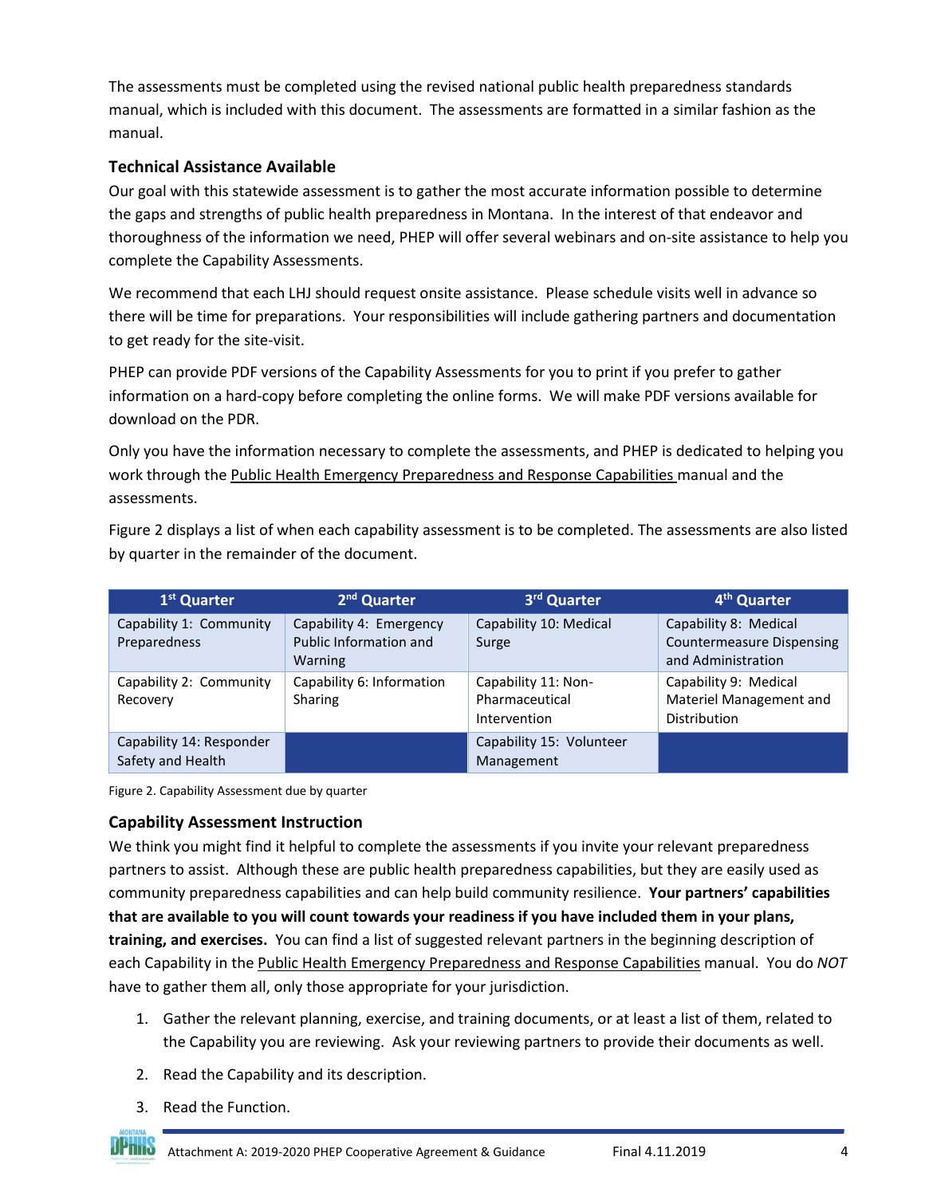The assessments must be completed using the revised national public health preparedness standards manual, which is included with this document. The assessments are formatted in a similar fashion as the manual.

### Technical Assistance Available

Our goal with this statewide assessment is to gather the most accurate information possible to determine the gaps and strengths of public health preparedness in Montana. In the interest of that endeavor and thoroughness of the information we need, PHEP will offer several webinars and on-site assistance to help you complete the Capability Assessments.

We recommend that each LHJ should request onsite assistance. Please schedule visits well in advance so there will be time for preparations. Your responsibilities will include gathering partners and documentation to get ready for the site-visit.

PHEP can provide PDF versions of the Capability Assessments for you to print if you prefer to gather information on a hard-copy before completing the online forms. We will make PDF versions available for download on the PDR.

Only you have the information necessary to complete the assessments, and PHEP is dedicated to helping you work through the Public Health Emergency Preparedness and Response Capabilities manual and the assessments.

Figure 2 displays a list of when each capability assessment is to be completed. The assessments are also listed by quarter in the remainder of the document.

| 1st Quarter | 2nd Quarter | 3rd Quarter | 4th Quarter |
|---|---|---|---|
| Capability 1: Community Preparedness | Capability 4: Emergency Public Information and Warning | Capability 10: Medical Surge | Capability 8: Medical Countermeasure Dispensing and Administration |
| Capability 2: Community Recovery | Capability 6: Information Sharing | Capability 11: Non-Pharmaceutical Intervention | Capability 9: Medical Materiel Management and Distribution |
| Capability 14: Responder Safety and Health | | Capability 15: Volunteer Management | |

Figure 2. Capability Assessment due by quarter

### Capability Assessment Instruction

We think you might find it helpful to complete the assessments if you invite your relevant preparedness partners to assist. Although these are public health preparedness capabilities, but they are easily used as community preparedness capabilities and can help build community resilience. **Your partners' capabilities that are available to you will count towards your readiness if you have included them in your plans, training, and exercises.** You can find a list of suggested relevant partners in the beginning description of each Capability in the Public Health Emergency Preparedness and Response Capabilities manual. You do *NOT* have to gather them all, only those appropriate for your jurisdiction.

1. Gather the relevant planning, exercise, and training documents, or at least a list of them, related to the Capability you are reviewing. Ask your reviewing partners to provide their documents as well.
2. Read the Capability and its description.
3. Read the Function.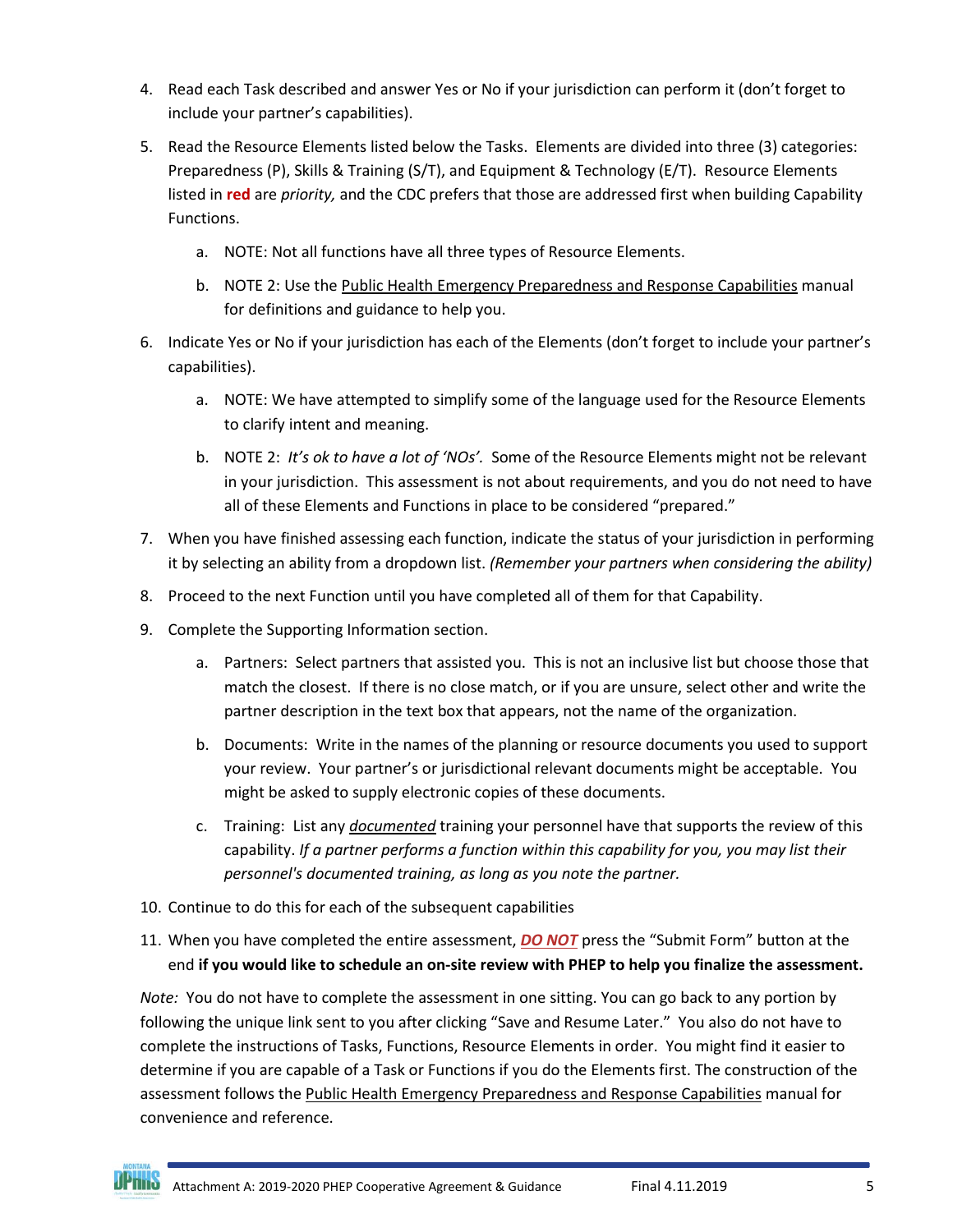4. Read each Task described and answer Yes or No if your jurisdiction can perform it (don't forget to include your partner's capabilities).
5. Read the Resource Elements listed below the Tasks. Elements are divided into three (3) categories: Preparedness (P), Skills & Training (S/T), and Equipment & Technology (E/T). Resource Elements listed in **red** are *priority,* and the CDC prefers that those are addressed first when building Capability Functions.
    a. NOTE: Not all functions have all three types of Resource Elements.
    b. NOTE 2: Use the Public Health Emergency Preparedness and Response Capabilities manual for definitions and guidance to help you.
6. Indicate Yes or No if your jurisdiction has each of the Elements (don't forget to include your partner's capabilities).
    a. NOTE: We have attempted to simplify some of the language used for the Resource Elements to clarify intent and meaning.
    b. NOTE 2: *It's ok to have a lot of 'NOs'.* Some of the Resource Elements might not be relevant in your jurisdiction. This assessment is not about requirements, and you do not need to have all of these Elements and Functions in place to be considered "prepared."
7. When you have finished assessing each function, indicate the status of your jurisdiction in performing it by selecting an ability from a dropdown list. *(Remember your partners when considering the ability)*
8. Proceed to the next Function until you have completed all of them for that Capability.
9. Complete the Supporting Information section.
    a. Partners: Select partners that assisted you. This is not an inclusive list but choose those that match the closest. If there is no close match, or if you are unsure, select other and write the partner description in the text box that appears, not the name of the organization.
    b. Documents: Write in the names of the planning or resource documents you used to support your review. Your partner's or jurisdictional relevant documents might be acceptable. You might be asked to supply electronic copies of these documents.
    c. Training: List any *documented* training your personnel have that supports the review of this capability. *If a partner performs a function within this capability for you, you may list their personnel's documented training, as long as you note the partner.*
10. Continue to do this for each of the subsequent capabilities
11. When you have completed the entire assessment, ***DO NOT*** press the "Submit Form" button at the end **if you would like to schedule an on-site review with PHEP to help you finalize the assessment.**

*Note:* You do not have to complete the assessment in one sitting. You can go back to any portion by following the unique link sent to you after clicking "Save and Resume Later." You also do not have to complete the instructions of Tasks, Functions, Resource Elements in order. You might find it easier to determine if you are capable of a Task or Functions if you do the Elements first. The construction of the assessment follows the Public Health Emergency Preparedness and Response Capabilities manual for convenience and reference.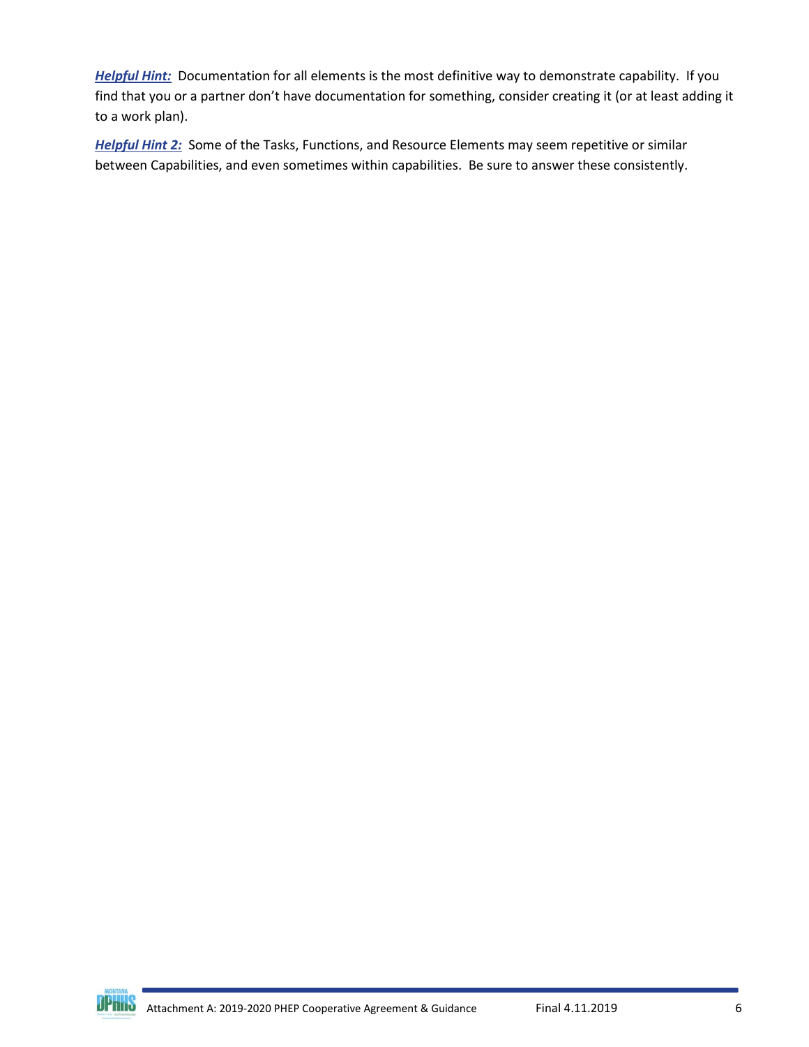***Helpful Hint:*** Documentation for all elements is the most definitive way to demonstrate capability. If you find that you or a partner don't have documentation for something, consider creating it (or at least adding it to a work plan).

***Helpful Hint 2:*** Some of the Tasks, Functions, and Resource Elements may seem repetitive or similar between Capabilities, and even sometimes within capabilities. Be sure to answer these consistently.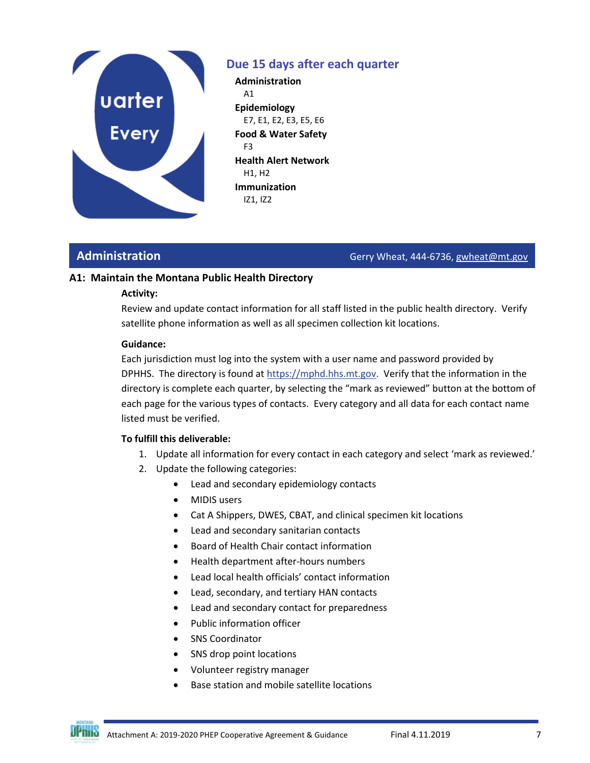## Due 15 days after each quarter

**Administration**
A1

**Epidemiology**
E7, E1, E2, E3, E5, E6

**Food & Water Safety**
F3

**Health Alert Network**
H1, H2

**Immunization**
IZ1, IZ2

## Administration

Gerry Wheat, 444-6736, gwheat@mt.gov

### A1: Maintain the Montana Public Health Directory

**Activity:**

Review and update contact information for all staff listed in the public health directory. Verify satellite phone information as well as all specimen collection kit locations.

**Guidance:**

Each jurisdiction must log into the system with a user name and password provided by DPHHS. The directory is found at https://mphd.hhs.mt.gov. Verify that the information in the directory is complete each quarter, by selecting the "mark as reviewed" button at the bottom of each page for the various types of contacts. Every category and all data for each contact name listed must be verified.

**To fulfill this deliverable:**

1. Update all information for every contact in each category and select 'mark as reviewed.'
2. Update the following categories:
   - Lead and secondary epidemiology contacts
   - MIDIS users
   - Cat A Shippers, DWES, CBAT, and clinical specimen kit locations
   - Lead and secondary sanitarian contacts
   - Board of Health Chair contact information
   - Health department after-hours numbers
   - Lead local health officials' contact information
   - Lead, secondary, and tertiary HAN contacts
   - Lead and secondary contact for preparedness
   - Public information officer
   - SNS Coordinator
   - SNS drop point locations
   - Volunteer registry manager
   - Base station and mobile satellite locations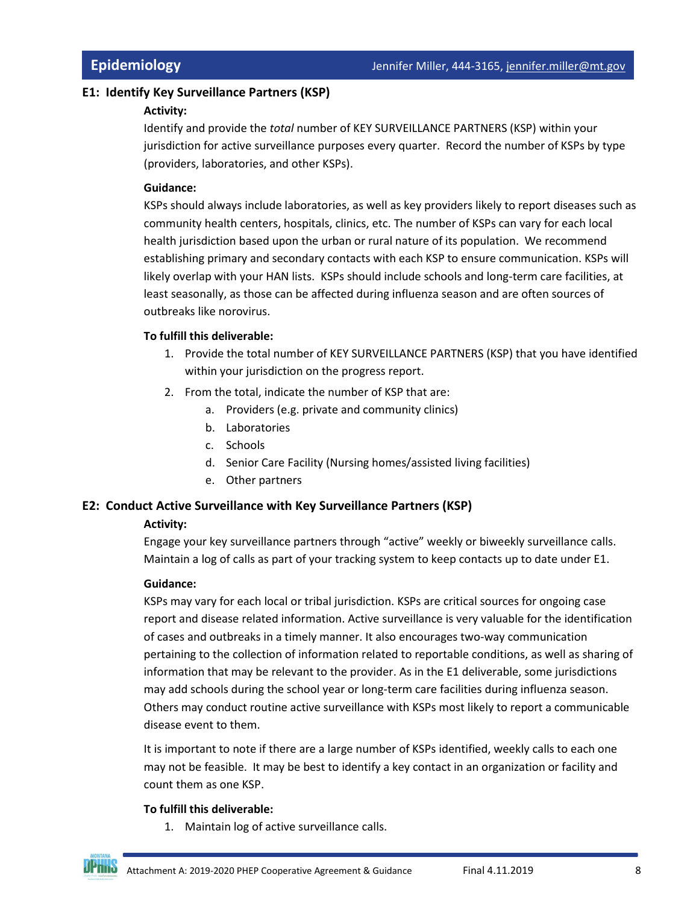## Epidemiology

Jennifer Miller, 444-3165, jennifer.miller@mt.gov

### E1: Identify Key Surveillance Partners (KSP)

**Activity:**

Identify and provide the *total* number of KEY SURVEILLANCE PARTNERS (KSP) within your jurisdiction for active surveillance purposes every quarter. Record the number of KSPs by type (providers, laboratories, and other KSPs).

**Guidance:**

KSPs should always include laboratories, as well as key providers likely to report diseases such as community health centers, hospitals, clinics, etc. The number of KSPs can vary for each local health jurisdiction based upon the urban or rural nature of its population. We recommend establishing primary and secondary contacts with each KSP to ensure communication. KSPs will likely overlap with your HAN lists. KSPs should include schools and long-term care facilities, at least seasonally, as those can be affected during influenza season and are often sources of outbreaks like norovirus.

**To fulfill this deliverable:**

1. Provide the total number of KEY SURVEILLANCE PARTNERS (KSP) that you have identified within your jurisdiction on the progress report.
2. From the total, indicate the number of KSP that are:
    a. Providers (e.g. private and community clinics)
    b. Laboratories
    c. Schools
    d. Senior Care Facility (Nursing homes/assisted living facilities)
    e. Other partners

### E2: Conduct Active Surveillance with Key Surveillance Partners (KSP)

**Activity:**

Engage your key surveillance partners through "active" weekly or biweekly surveillance calls. Maintain a log of calls as part of your tracking system to keep contacts up to date under E1.

**Guidance:**

KSPs may vary for each local or tribal jurisdiction. KSPs are critical sources for ongoing case report and disease related information. Active surveillance is very valuable for the identification of cases and outbreaks in a timely manner. It also encourages two-way communication pertaining to the collection of information related to reportable conditions, as well as sharing of information that may be relevant to the provider. As in the E1 deliverable, some jurisdictions may add schools during the school year or long-term care facilities during influenza season. Others may conduct routine active surveillance with KSPs most likely to report a communicable disease event to them.

It is important to note if there are a large number of KSPs identified, weekly calls to each one may not be feasible. It may be best to identify a key contact in an organization or facility and count them as one KSP.

**To fulfill this deliverable:**

1. Maintain log of active surveillance calls.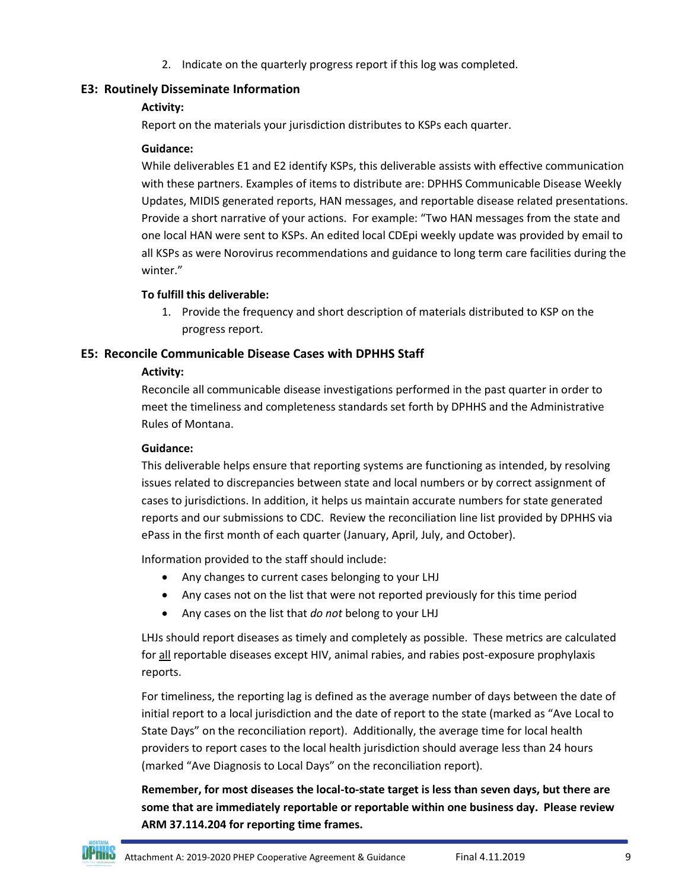2. Indicate on the quarterly progress report if this log was completed.

### E3: Routinely Disseminate Information

**Activity:**

Report on the materials your jurisdiction distributes to KSPs each quarter.

**Guidance:**

While deliverables E1 and E2 identify KSPs, this deliverable assists with effective communication with these partners. Examples of items to distribute are: DPHHS Communicable Disease Weekly Updates, MIDIS generated reports, HAN messages, and reportable disease related presentations. Provide a short narrative of your actions. For example: "Two HAN messages from the state and one local HAN were sent to KSPs. An edited local CDEpi weekly update was provided by email to all KSPs as were Norovirus recommendations and guidance to long term care facilities during the winter."

**To fulfill this deliverable:**

1. Provide the frequency and short description of materials distributed to KSP on the progress report.

### E5: Reconcile Communicable Disease Cases with DPHHS Staff

**Activity:**

Reconcile all communicable disease investigations performed in the past quarter in order to meet the timeliness and completeness standards set forth by DPHHS and the Administrative Rules of Montana.

**Guidance:**

This deliverable helps ensure that reporting systems are functioning as intended, by resolving issues related to discrepancies between state and local numbers or by correct assignment of cases to jurisdictions. In addition, it helps us maintain accurate numbers for state generated reports and our submissions to CDC. Review the reconciliation line list provided by DPHHS via ePass in the first month of each quarter (January, April, July, and October).

Information provided to the staff should include:

- Any changes to current cases belonging to your LHJ
- Any cases not on the list that were not reported previously for this time period
- Any cases on the list that *do not* belong to your LHJ

LHJs should report diseases as timely and completely as possible. These metrics are calculated for <u>all</u> reportable diseases except HIV, animal rabies, and rabies post-exposure prophylaxis reports.

For timeliness, the reporting lag is defined as the average number of days between the date of initial report to a local jurisdiction and the date of report to the state (marked as "Ave Local to State Days" on the reconciliation report). Additionally, the average time for local health providers to report cases to the local health jurisdiction should average less than 24 hours (marked "Ave Diagnosis to Local Days" on the reconciliation report).

**Remember, for most diseases the local-to-state target is less than seven days, but there are some that are immediately reportable or reportable within one business day. Please review ARM 37.114.204 for reporting time frames.**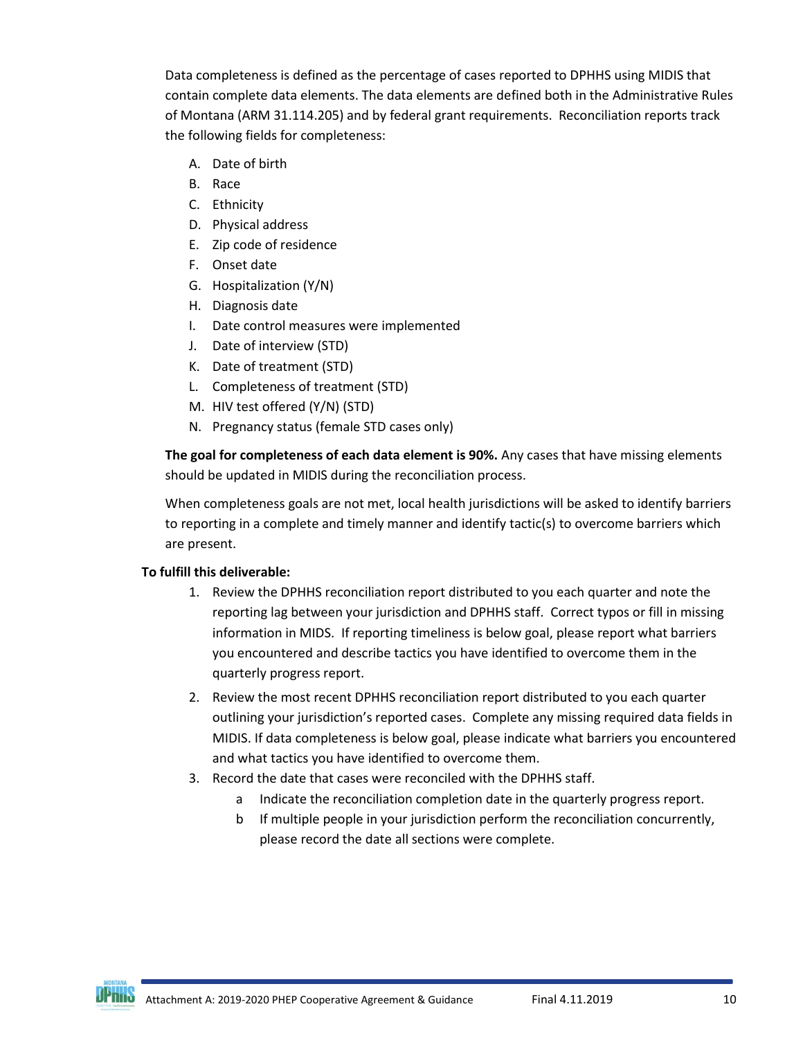Data completeness is defined as the percentage of cases reported to DPHHS using MIDIS that contain complete data elements. The data elements are defined both in the Administrative Rules of Montana (ARM 31.114.205) and by federal grant requirements. Reconciliation reports track the following fields for completeness:

A. Date of birth
B. Race
C. Ethnicity
D. Physical address
E. Zip code of residence
F. Onset date
G. Hospitalization (Y/N)
H. Diagnosis date
I. Date control measures were implemented
J. Date of interview (STD)
K. Date of treatment (STD)
L. Completeness of treatment (STD)
M. HIV test offered (Y/N) (STD)
N. Pregnancy status (female STD cases only)

**The goal for completeness of each data element is 90%.** Any cases that have missing elements should be updated in MIDIS during the reconciliation process.

When completeness goals are not met, local health jurisdictions will be asked to identify barriers to reporting in a complete and timely manner and identify tactic(s) to overcome barriers which are present.

**To fulfill this deliverable:**

1. Review the DPHHS reconciliation report distributed to you each quarter and note the reporting lag between your jurisdiction and DPHHS staff. Correct typos or fill in missing information in MIDS. If reporting timeliness is below goal, please report what barriers you encountered and describe tactics you have identified to overcome them in the quarterly progress report.
2. Review the most recent DPHHS reconciliation report distributed to you each quarter outlining your jurisdiction's reported cases. Complete any missing required data fields in MIDIS. If data completeness is below goal, please indicate what barriers you encountered and what tactics you have identified to overcome them.
3. Record the date that cases were reconciled with the DPHHS staff.
   a. Indicate the reconciliation completion date in the quarterly progress report.
   b. If multiple people in your jurisdiction perform the reconciliation concurrently, please record the date all sections were complete.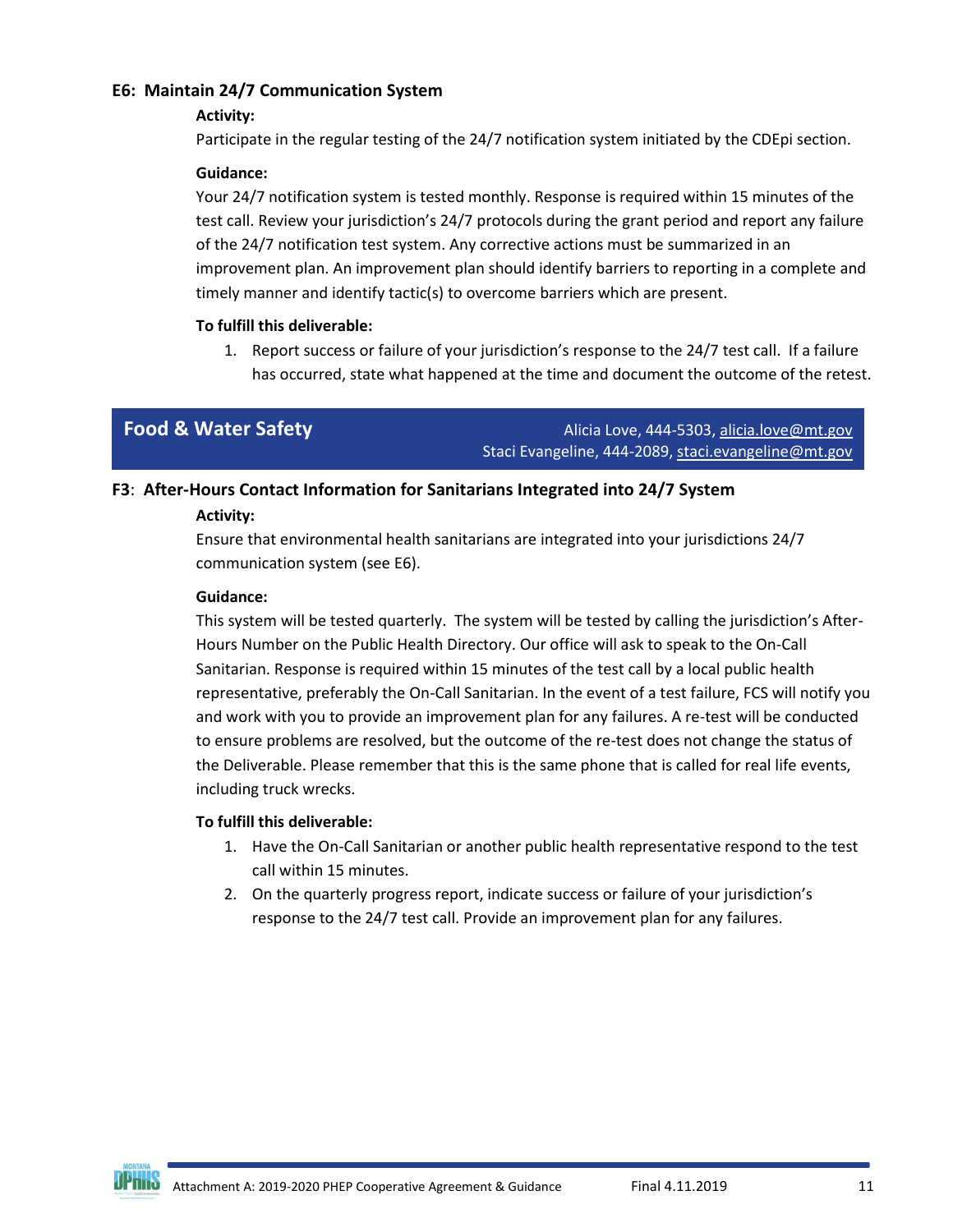### E6: Maintain 24/7 Communication System

**Activity:**

Participate in the regular testing of the 24/7 notification system initiated by the CDEpi section.

**Guidance:**

Your 24/7 notification system is tested monthly. Response is required within 15 minutes of the test call. Review your jurisdiction's 24/7 protocols during the grant period and report any failure of the 24/7 notification test system. Any corrective actions must be summarized in an improvement plan. An improvement plan should identify barriers to reporting in a complete and timely manner and identify tactic(s) to overcome barriers which are present.

**To fulfill this deliverable:**

1. Report success or failure of your jurisdiction's response to the 24/7 test call. If a failure has occurred, state what happened at the time and document the outcome of the retest.

## Food & Water Safety

Alicia Love, 444-5303, alicia.love@mt.gov
Staci Evangeline, 444-2089, staci.evangeline@mt.gov

### F3: After-Hours Contact Information for Sanitarians Integrated into 24/7 System

**Activity:**

Ensure that environmental health sanitarians are integrated into your jurisdictions 24/7 communication system (see E6).

**Guidance:**

This system will be tested quarterly. The system will be tested by calling the jurisdiction's After-Hours Number on the Public Health Directory. Our office will ask to speak to the On-Call Sanitarian. Response is required within 15 minutes of the test call by a local public health representative, preferably the On-Call Sanitarian. In the event of a test failure, FCS will notify you and work with you to provide an improvement plan for any failures. A re-test will be conducted to ensure problems are resolved, but the outcome of the re-test does not change the status of the Deliverable. Please remember that this is the same phone that is called for real life events, including truck wrecks.

**To fulfill this deliverable:**

1. Have the On-Call Sanitarian or another public health representative respond to the test call within 15 minutes.
2. On the quarterly progress report, indicate success or failure of your jurisdiction's response to the 24/7 test call. Provide an improvement plan for any failures.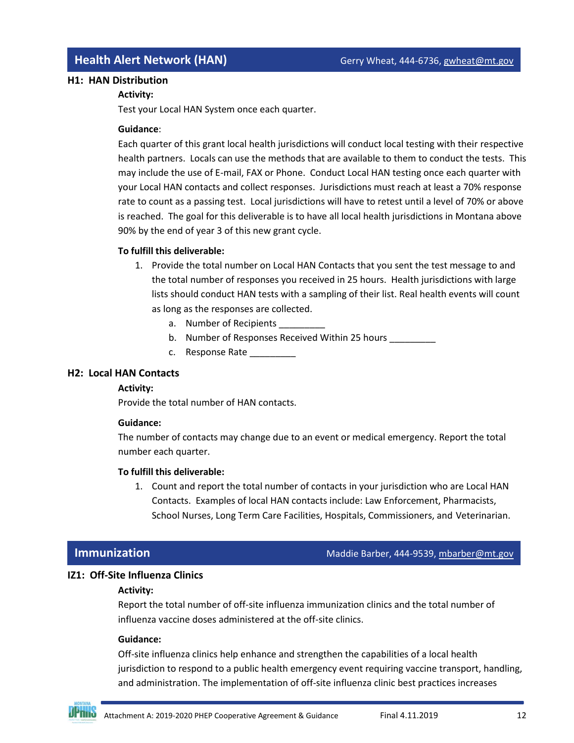## Health Alert Network (HAN)

Gerry Wheat, 444-6736, gwheat@mt.gov

### H1: HAN Distribution

**Activity:**

Test your Local HAN System once each quarter.

**Guidance**:

Each quarter of this grant local health jurisdictions will conduct local testing with their respective health partners. Locals can use the methods that are available to them to conduct the tests. This may include the use of E-mail, FAX or Phone. Conduct Local HAN testing once each quarter with your Local HAN contacts and collect responses. Jurisdictions must reach at least a 70% response rate to count as a passing test. Local jurisdictions will have to retest until a level of 70% or above is reached. The goal for this deliverable is to have all local health jurisdictions in Montana above 90% by the end of year 3 of this new grant cycle.

**To fulfill this deliverable:**

1. Provide the total number on Local HAN Contacts that you sent the test message to and the total number of responses you received in 25 hours. Health jurisdictions with large lists should conduct HAN tests with a sampling of their list. Real health events will count as long as the responses are collected.
    a. Number of Recipients _________
    b. Number of Responses Received Within 25 hours _________
    c. Response Rate _________

### H2: Local HAN Contacts

**Activity:**

Provide the total number of HAN contacts.

**Guidance:**

The number of contacts may change due to an event or medical emergency. Report the total number each quarter.

**To fulfill this deliverable:**

1. Count and report the total number of contacts in your jurisdiction who are Local HAN Contacts. Examples of local HAN contacts include: Law Enforcement, Pharmacists, School Nurses, Long Term Care Facilities, Hospitals, Commissioners, and Veterinarian.

## Immunization

Maddie Barber, 444-9539, mbarber@mt.gov

### IZ1: Off-Site Influenza Clinics

**Activity:**

Report the total number of off-site influenza immunization clinics and the total number of influenza vaccine doses administered at the off-site clinics.

**Guidance:**

Off-site influenza clinics help enhance and strengthen the capabilities of a local health jurisdiction to respond to a public health emergency event requiring vaccine transport, handling, and administration. The implementation of off-site influenza clinic best practices increases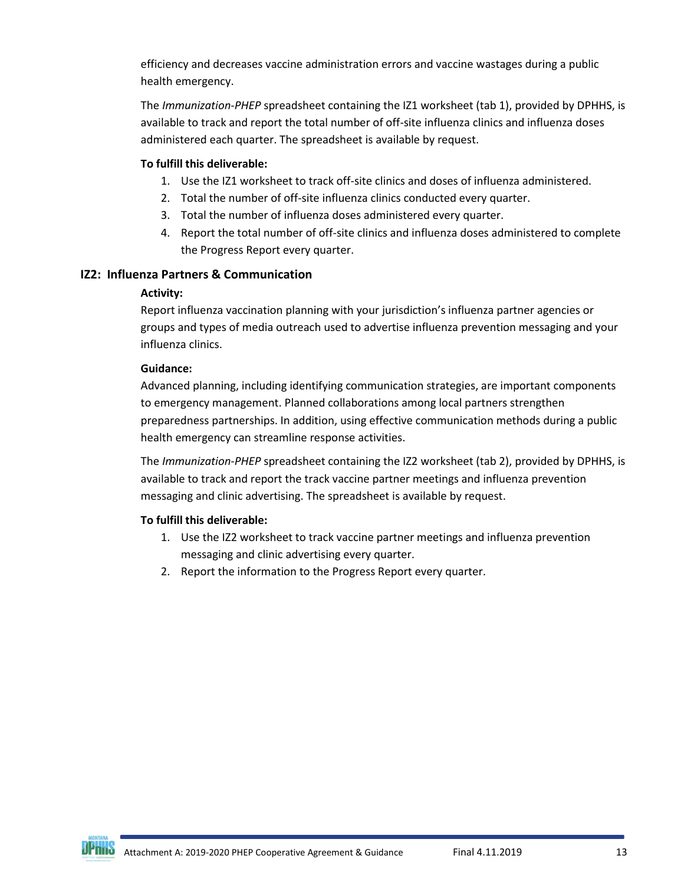efficiency and decreases vaccine administration errors and vaccine wastages during a public health emergency.

The *Immunization-PHEP* spreadsheet containing the IZ1 worksheet (tab 1), provided by DPHHS, is available to track and report the total number of off-site influenza clinics and influenza doses administered each quarter. The spreadsheet is available by request.

**To fulfill this deliverable:**

1. Use the IZ1 worksheet to track off-site clinics and doses of influenza administered.
2. Total the number of off-site influenza clinics conducted every quarter.
3. Total the number of influenza doses administered every quarter.
4. Report the total number of off-site clinics and influenza doses administered to complete the Progress Report every quarter.

### IZ2: Influenza Partners & Communication

**Activity:**

Report influenza vaccination planning with your jurisdiction's influenza partner agencies or groups and types of media outreach used to advertise influenza prevention messaging and your influenza clinics.

**Guidance:**

Advanced planning, including identifying communication strategies, are important components to emergency management. Planned collaborations among local partners strengthen preparedness partnerships. In addition, using effective communication methods during a public health emergency can streamline response activities.

The *Immunization-PHEP* spreadsheet containing the IZ2 worksheet (tab 2), provided by DPHHS, is available to track and report the track vaccine partner meetings and influenza prevention messaging and clinic advertising. The spreadsheet is available by request.

**To fulfill this deliverable:**

1. Use the IZ2 worksheet to track vaccine partner meetings and influenza prevention messaging and clinic advertising every quarter.
2. Report the information to the Progress Report every quarter.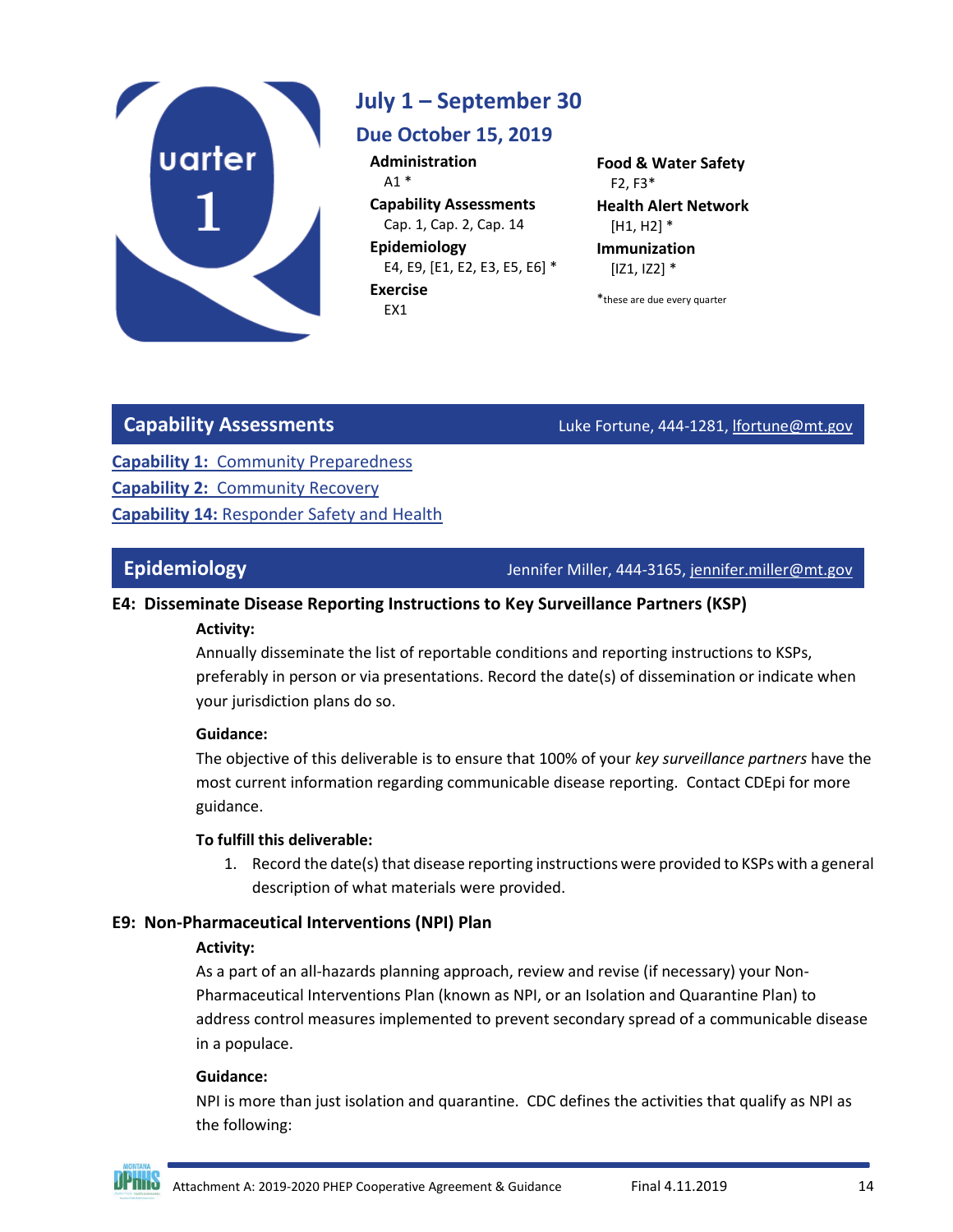# Quarter 1

## July 1 – September 30

## Due October 15, 2019

**Administration**
A1 *

**Capability Assessments**
Cap. 1, Cap. 2, Cap. 14

**Epidemiology**
E4, E9, [E1, E2, E3, E5, E6] *

**Exercise**
EX1

**Food & Water Safety**
F2, F3*

**Health Alert Network**
[H1, H2] *

**Immunization**
[IZ1, IZ2] *

*these are due every quarter

## Capability Assessments

Luke Fortune, 444-1281, lfortune@mt.gov

**Capability 1:** Community Preparedness
**Capability 2:** Community Recovery
**Capability 14:** Responder Safety and Health

## Epidemiology

Jennifer Miller, 444-3165, jennifer.miller@mt.gov

### E4: Disseminate Disease Reporting Instructions to Key Surveillance Partners (KSP)

**Activity:**

Annually disseminate the list of reportable conditions and reporting instructions to KSPs, preferably in person or via presentations. Record the date(s) of dissemination or indicate when your jurisdiction plans do so.

**Guidance:**

The objective of this deliverable is to ensure that 100% of your *key surveillance partners* have the most current information regarding communicable disease reporting. Contact CDEpi for more guidance.

**To fulfill this deliverable:**

1. Record the date(s) that disease reporting instructions were provided to KSPs with a general description of what materials were provided.

### E9: Non-Pharmaceutical Interventions (NPI) Plan

**Activity:**

As a part of an all-hazards planning approach, review and revise (if necessary) your Non-Pharmaceutical Interventions Plan (known as NPI, or an Isolation and Quarantine Plan) to address control measures implemented to prevent secondary spread of a communicable disease in a populace.

**Guidance:**

NPI is more than just isolation and quarantine. CDC defines the activities that qualify as NPI as the following: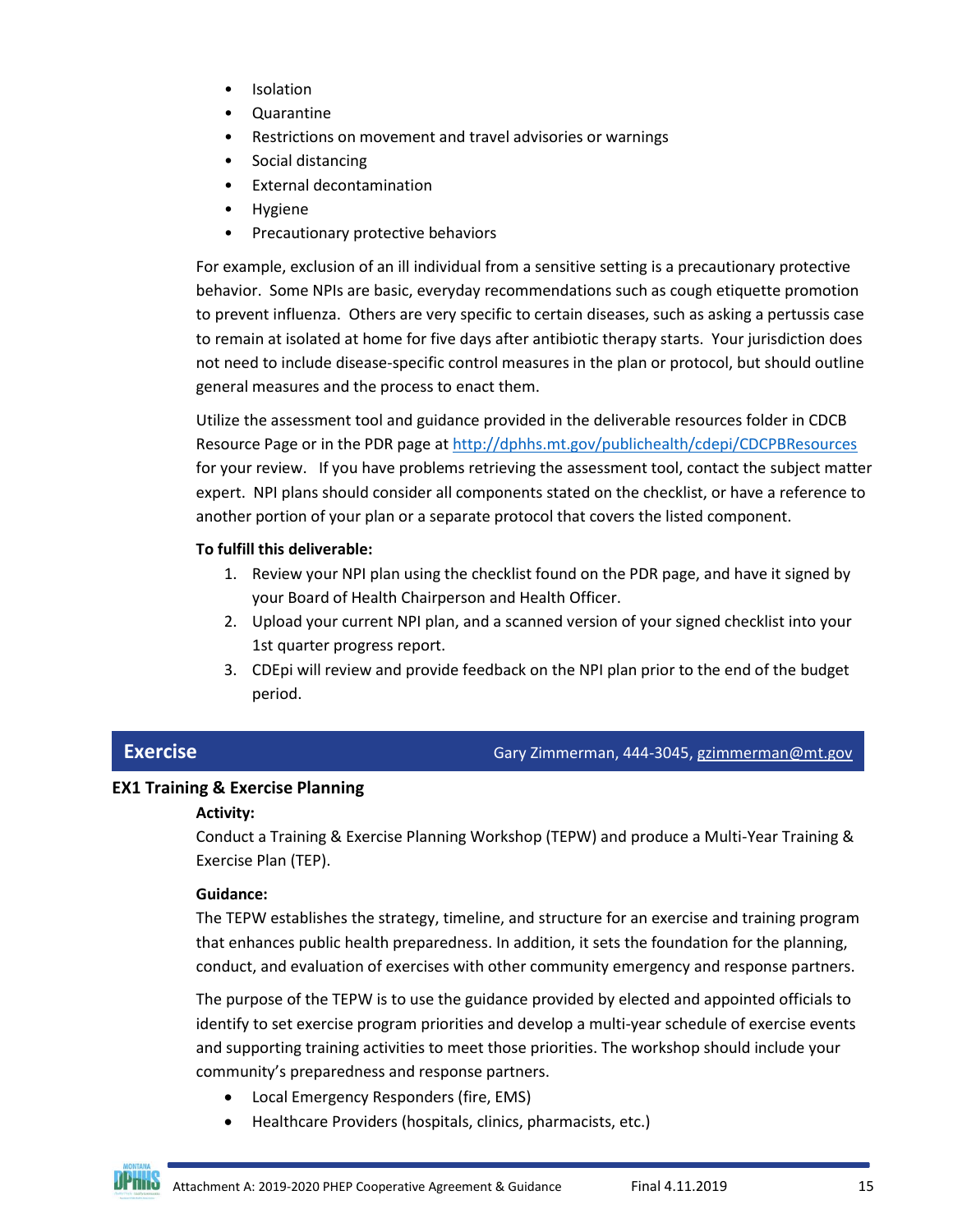- Isolation
- Quarantine
- Restrictions on movement and travel advisories or warnings
- Social distancing
- External decontamination
- Hygiene
- Precautionary protective behaviors

For example, exclusion of an ill individual from a sensitive setting is a precautionary protective behavior. Some NPIs are basic, everyday recommendations such as cough etiquette promotion to prevent influenza. Others are very specific to certain diseases, such as asking a pertussis case to remain at isolated at home for five days after antibiotic therapy starts. Your jurisdiction does not need to include disease-specific control measures in the plan or protocol, but should outline general measures and the process to enact them.

Utilize the assessment tool and guidance provided in the deliverable resources folder in CDCB Resource Page or in the PDR page at http://dphhs.mt.gov/publichealth/cdepi/CDCPBResources for your review. If you have problems retrieving the assessment tool, contact the subject matter expert. NPI plans should consider all components stated on the checklist, or have a reference to another portion of your plan or a separate protocol that covers the listed component.

**To fulfill this deliverable:**

1. Review your NPI plan using the checklist found on the PDR page, and have it signed by your Board of Health Chairperson and Health Officer.
2. Upload your current NPI plan, and a scanned version of your signed checklist into your 1st quarter progress report.
3. CDEpi will review and provide feedback on the NPI plan prior to the end of the budget period.

## Exercise

Gary Zimmerman, 444-3045, gzimmerman@mt.gov

### EX1 Training & Exercise Planning

**Activity:**

Conduct a Training & Exercise Planning Workshop (TEPW) and produce a Multi-Year Training & Exercise Plan (TEP).

**Guidance:**

The TEPW establishes the strategy, timeline, and structure for an exercise and training program that enhances public health preparedness. In addition, it sets the foundation for the planning, conduct, and evaluation of exercises with other community emergency and response partners.

The purpose of the TEPW is to use the guidance provided by elected and appointed officials to identify to set exercise program priorities and develop a multi-year schedule of exercise events and supporting training activities to meet those priorities. The workshop should include your community's preparedness and response partners.

- Local Emergency Responders (fire, EMS)
- Healthcare Providers (hospitals, clinics, pharmacists, etc.)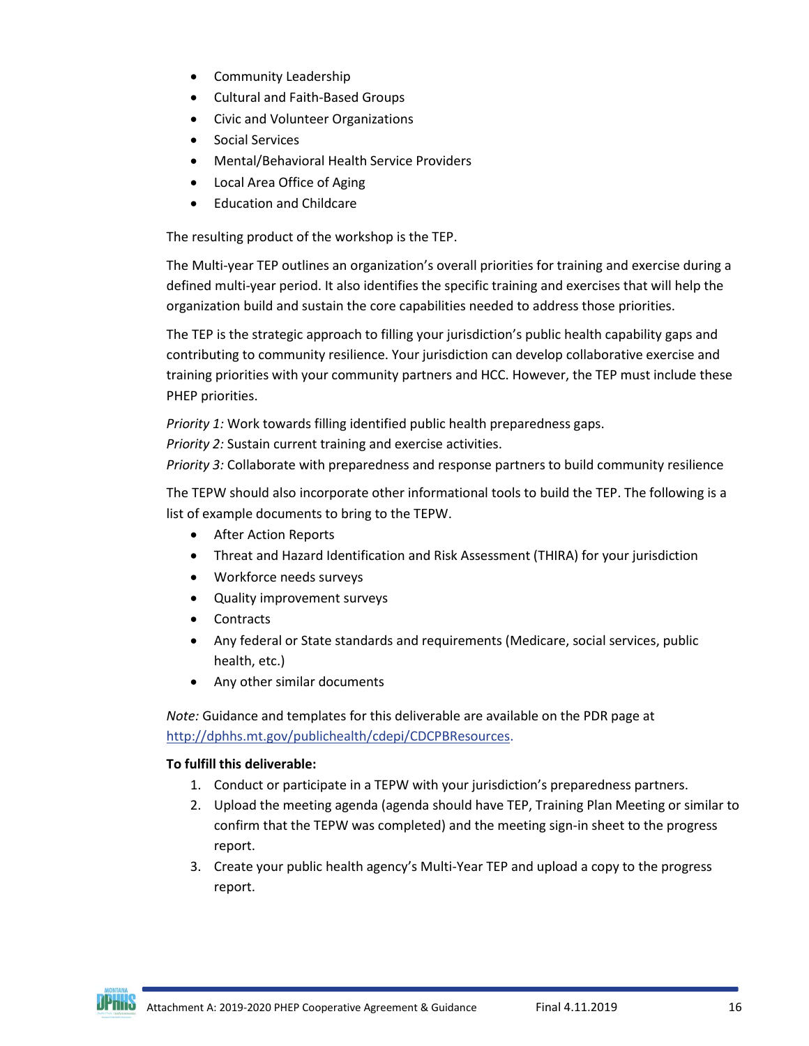- Community Leadership
- Cultural and Faith-Based Groups
- Civic and Volunteer Organizations
- Social Services
- Mental/Behavioral Health Service Providers
- Local Area Office of Aging
- Education and Childcare

The resulting product of the workshop is the TEP.

The Multi-year TEP outlines an organization's overall priorities for training and exercise during a defined multi-year period. It also identifies the specific training and exercises that will help the organization build and sustain the core capabilities needed to address those priorities.

The TEP is the strategic approach to filling your jurisdiction's public health capability gaps and contributing to community resilience. Your jurisdiction can develop collaborative exercise and training priorities with your community partners and HCC. However, the TEP must include these PHEP priorities.

*Priority 1:* Work towards filling identified public health preparedness gaps.
*Priority 2:* Sustain current training and exercise activities.
*Priority 3:* Collaborate with preparedness and response partners to build community resilience

The TEPW should also incorporate other informational tools to build the TEP. The following is a list of example documents to bring to the TEPW.

- After Action Reports
- Threat and Hazard Identification and Risk Assessment (THIRA) for your jurisdiction
- Workforce needs surveys
- Quality improvement surveys
- Contracts
- Any federal or State standards and requirements (Medicare, social services, public health, etc.)
- Any other similar documents

*Note:* Guidance and templates for this deliverable are available on the PDR page at http://dphhs.mt.gov/publichealth/cdepi/CDCPBResources.

**To fulfill this deliverable:**

1. Conduct or participate in a TEPW with your jurisdiction's preparedness partners.
2. Upload the meeting agenda (agenda should have TEP, Training Plan Meeting or similar to confirm that the TEPW was completed) and the meeting sign-in sheet to the progress report.
3. Create your public health agency's Multi-Year TEP and upload a copy to the progress report.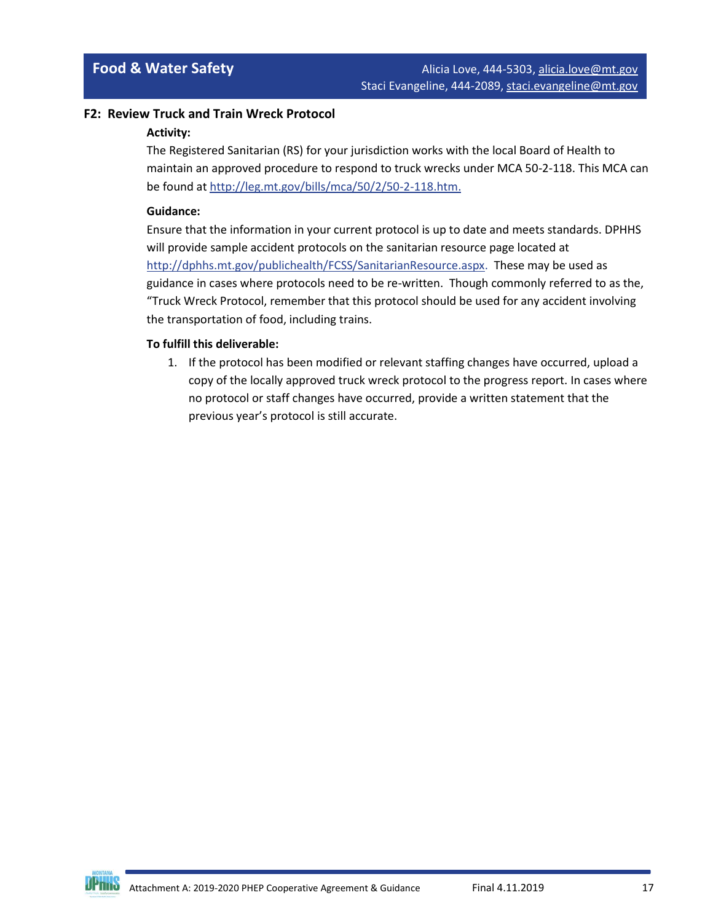## Food & Water Safety

Alicia Love, 444-5303, alicia.love@mt.gov
Staci Evangeline, 444-2089, staci.evangeline@mt.gov

### F2: Review Truck and Train Wreck Protocol

**Activity:**

The Registered Sanitarian (RS) for your jurisdiction works with the local Board of Health to maintain an approved procedure to respond to truck wrecks under MCA 50-2-118. This MCA can be found at http://leg.mt.gov/bills/mca/50/2/50-2-118.htm.

**Guidance:**

Ensure that the information in your current protocol is up to date and meets standards. DPHHS will provide sample accident protocols on the sanitarian resource page located at http://dphhs.mt.gov/publichealth/FCSS/SanitarianResource.aspx. These may be used as guidance in cases where protocols need to be re-written. Though commonly referred to as the, "Truck Wreck Protocol, remember that this protocol should be used for any accident involving the transportation of food, including trains.

**To fulfill this deliverable:**

1. If the protocol has been modified or relevant staffing changes have occurred, upload a copy of the locally approved truck wreck protocol to the progress report. In cases where no protocol or staff changes have occurred, provide a written statement that the previous year's protocol is still accurate.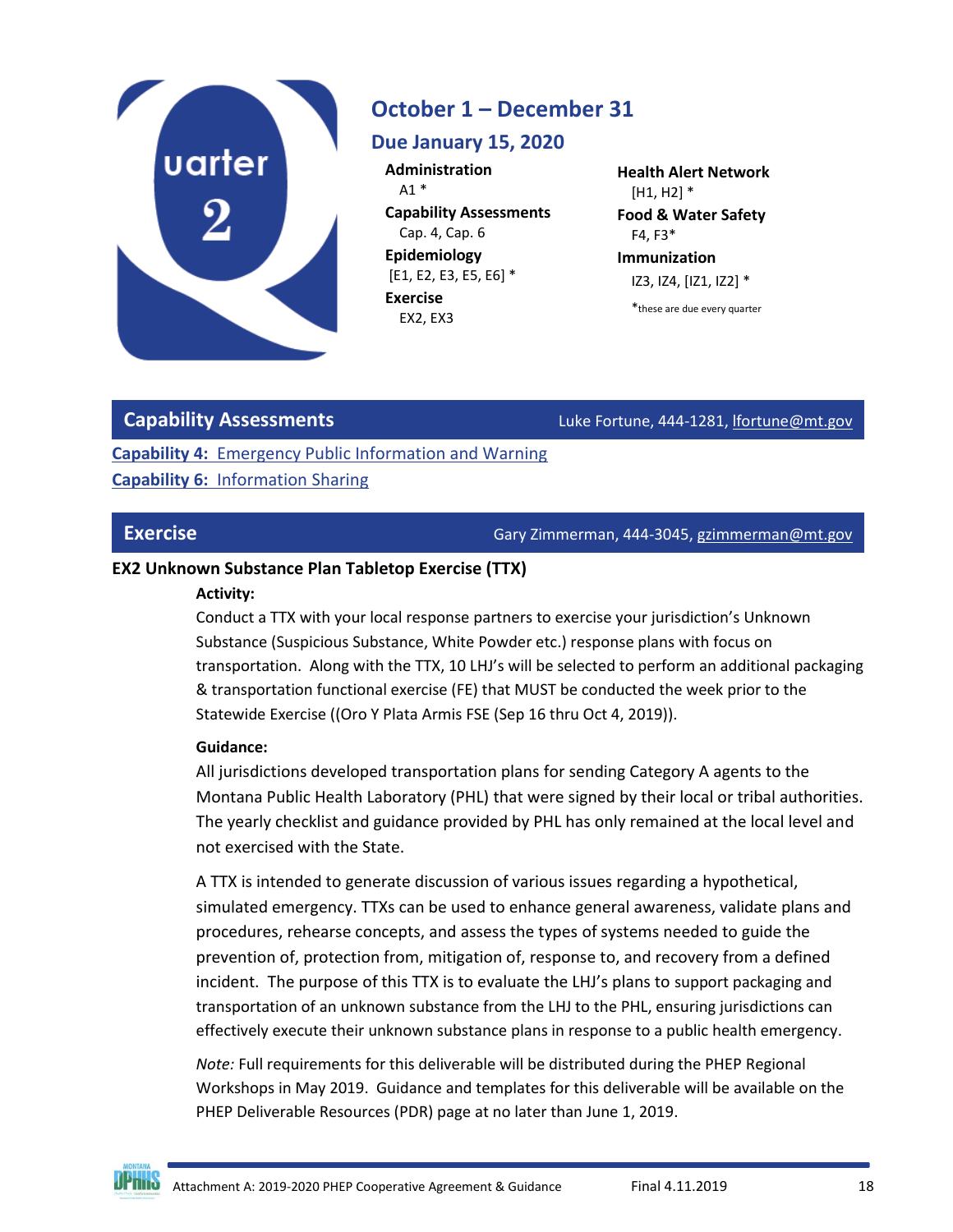Quarter 2

# October 1 – December 31

## Due January 15, 2020

**Administration**
A1 *

**Capability Assessments**
Cap. 4, Cap. 6

**Epidemiology**
[E1, E2, E3, E5, E6] *

**Exercise**
EX2, EX3

**Health Alert Network**
[H1, H2] *

**Food & Water Safety**
F4, F3*

**Immunization**
IZ3, IZ4, [IZ1, IZ2] *

*these are due every quarter

## Capability Assessments

Luke Fortune, 444-1281, lfortune@mt.gov

**Capability 4:** Emergency Public Information and Warning

**Capability 6:** Information Sharing

## Exercise

Gary Zimmerman, 444-3045, gzimmerman@mt.gov

### EX2 Unknown Substance Plan Tabletop Exercise (TTX)

**Activity:**

Conduct a TTX with your local response partners to exercise your jurisdiction's Unknown Substance (Suspicious Substance, White Powder etc.) response plans with focus on transportation. Along with the TTX, 10 LHJ's will be selected to perform an additional packaging & transportation functional exercise (FE) that MUST be conducted the week prior to the Statewide Exercise ((Oro Y Plata Armis FSE (Sep 16 thru Oct 4, 2019)).

**Guidance:**

All jurisdictions developed transportation plans for sending Category A agents to the Montana Public Health Laboratory (PHL) that were signed by their local or tribal authorities. The yearly checklist and guidance provided by PHL has only remained at the local level and not exercised with the State.

A TTX is intended to generate discussion of various issues regarding a hypothetical, simulated emergency. TTXs can be used to enhance general awareness, validate plans and procedures, rehearse concepts, and assess the types of systems needed to guide the prevention of, protection from, mitigation of, response to, and recovery from a defined incident. The purpose of this TTX is to evaluate the LHJ's plans to support packaging and transportation of an unknown substance from the LHJ to the PHL, ensuring jurisdictions can effectively execute their unknown substance plans in response to a public health emergency.

*Note:* Full requirements for this deliverable will be distributed during the PHEP Regional Workshops in May 2019. Guidance and templates for this deliverable will be available on the PHEP Deliverable Resources (PDR) page at no later than June 1, 2019.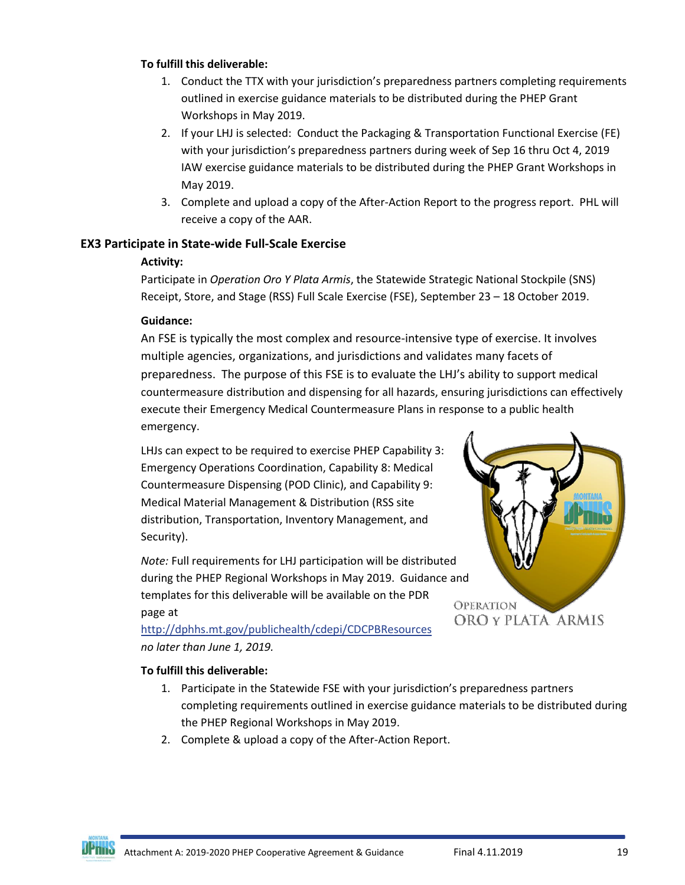**To fulfill this deliverable:**

1. Conduct the TTX with your jurisdiction's preparedness partners completing requirements outlined in exercise guidance materials to be distributed during the PHEP Grant Workshops in May 2019.
2. If your LHJ is selected: Conduct the Packaging & Transportation Functional Exercise (FE) with your jurisdiction's preparedness partners during week of Sep 16 thru Oct 4, 2019 IAW exercise guidance materials to be distributed during the PHEP Grant Workshops in May 2019.
3. Complete and upload a copy of the After-Action Report to the progress report. PHL will receive a copy of the AAR.

### EX3 Participate in State-wide Full-Scale Exercise

**Activity:**

Participate in *Operation Oro Y Plata Armis*, the Statewide Strategic National Stockpile (SNS) Receipt, Store, and Stage (RSS) Full Scale Exercise (FSE), September 23 – 18 October 2019.

**Guidance:**

An FSE is typically the most complex and resource-intensive type of exercise. It involves multiple agencies, organizations, and jurisdictions and validates many facets of preparedness. The purpose of this FSE is to evaluate the LHJ's ability to support medical countermeasure distribution and dispensing for all hazards, ensuring jurisdictions can effectively execute their Emergency Medical Countermeasure Plans in response to a public health emergency.

LHJs can expect to be required to exercise PHEP Capability 3: Emergency Operations Coordination, Capability 8: Medical Countermeasure Dispensing (POD Clinic), and Capability 9: Medical Material Management & Distribution (RSS site distribution, Transportation, Inventory Management, and Security).

*Note:* Full requirements for LHJ participation will be distributed during the PHEP Regional Workshops in May 2019. Guidance and templates for this deliverable will be available on the PDR page at http://dphhs.mt.gov/publichealth/cdepi/CDCPBResources *no later than June 1, 2019.*

OPERATION ORO Y PLATA ARMIS

**To fulfill this deliverable:**

1. Participate in the Statewide FSE with your jurisdiction's preparedness partners completing requirements outlined in exercise guidance materials to be distributed during the PHEP Regional Workshops in May 2019.
2. Complete & upload a copy of the After-Action Report.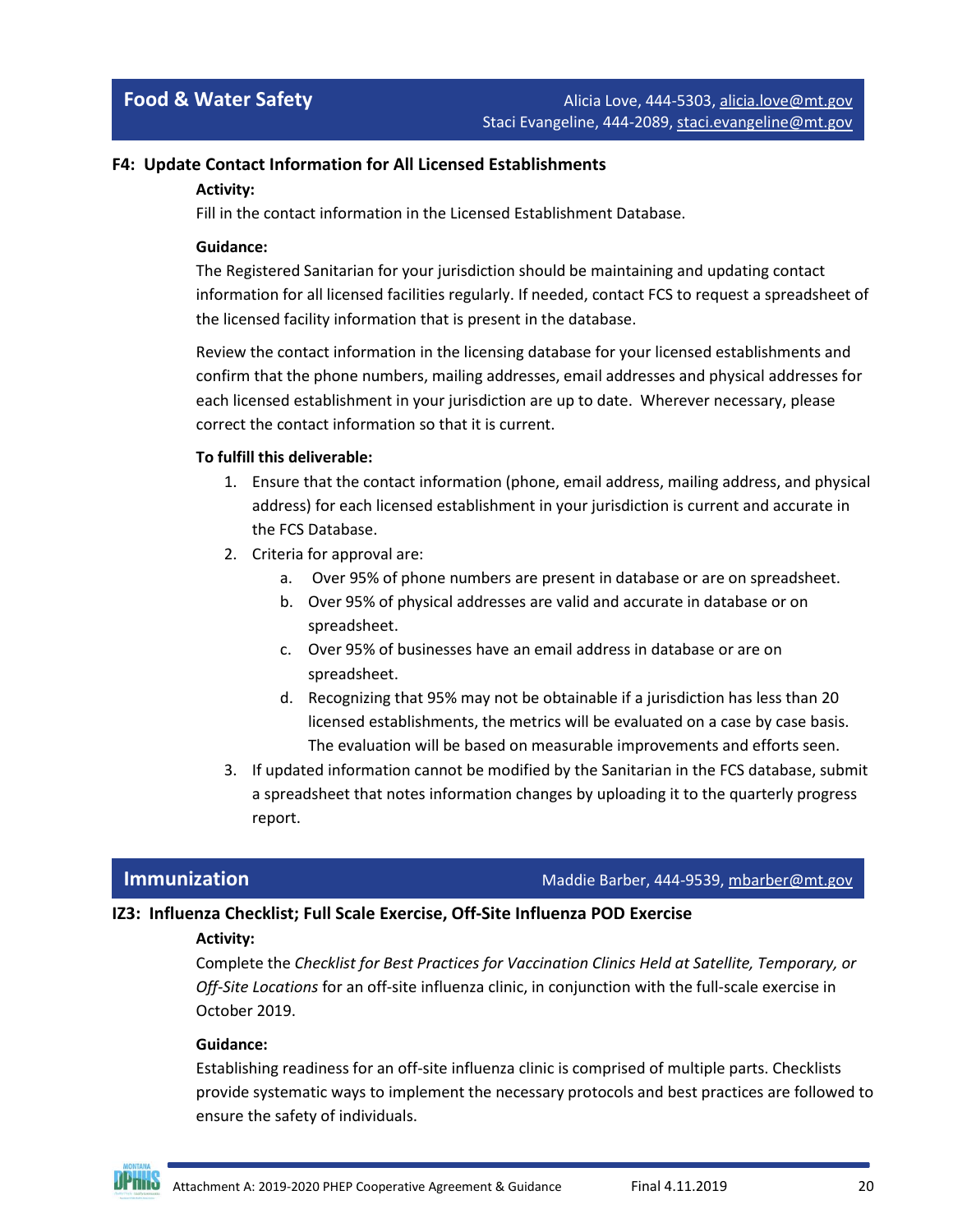## Food & Water Safety

Alicia Love, 444-5303, alicia.love@mt.gov
Staci Evangeline, 444-2089, staci.evangeline@mt.gov

### F4: Update Contact Information for All Licensed Establishments

**Activity:**

Fill in the contact information in the Licensed Establishment Database.

**Guidance:**

The Registered Sanitarian for your jurisdiction should be maintaining and updating contact information for all licensed facilities regularly. If needed, contact FCS to request a spreadsheet of the licensed facility information that is present in the database.

Review the contact information in the licensing database for your licensed establishments and confirm that the phone numbers, mailing addresses, email addresses and physical addresses for each licensed establishment in your jurisdiction are up to date. Wherever necessary, please correct the contact information so that it is current.

**To fulfill this deliverable:**

1. Ensure that the contact information (phone, email address, mailing address, and physical address) for each licensed establishment in your jurisdiction is current and accurate in the FCS Database.
2. Criteria for approval are:
   a. Over 95% of phone numbers are present in database or are on spreadsheet.
   b. Over 95% of physical addresses are valid and accurate in database or on spreadsheet.
   c. Over 95% of businesses have an email address in database or are on spreadsheet.
   d. Recognizing that 95% may not be obtainable if a jurisdiction has less than 20 licensed establishments, the metrics will be evaluated on a case by case basis. The evaluation will be based on measurable improvements and efforts seen.
3. If updated information cannot be modified by the Sanitarian in the FCS database, submit a spreadsheet that notes information changes by uploading it to the quarterly progress report.

## Immunization

Maddie Barber, 444-9539, mbarber@mt.gov

### IZ3: Influenza Checklist; Full Scale Exercise, Off-Site Influenza POD Exercise

**Activity:**

Complete the *Checklist for Best Practices for Vaccination Clinics Held at Satellite, Temporary, or Off-Site Locations* for an off-site influenza clinic, in conjunction with the full-scale exercise in October 2019.

**Guidance:**

Establishing readiness for an off-site influenza clinic is comprised of multiple parts. Checklists provide systematic ways to implement the necessary protocols and best practices are followed to ensure the safety of individuals.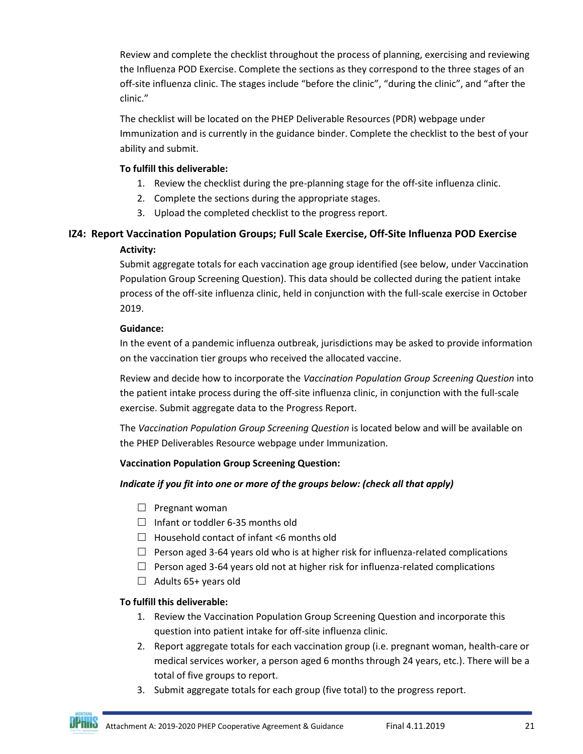Review and complete the checklist throughout the process of planning, exercising and reviewing the Influenza POD Exercise. Complete the sections as they correspond to the three stages of an off-site influenza clinic. The stages include "before the clinic", "during the clinic", and "after the clinic."

The checklist will be located on the PHEP Deliverable Resources (PDR) webpage under Immunization and is currently in the guidance binder. Complete the checklist to the best of your ability and submit.

**To fulfill this deliverable:**

1. Review the checklist during the pre-planning stage for the off-site influenza clinic.
2. Complete the sections during the appropriate stages.
3. Upload the completed checklist to the progress report.

### IZ4: Report Vaccination Population Groups; Full Scale Exercise, Off-Site Influenza POD Exercise

**Activity:**

Submit aggregate totals for each vaccination age group identified (see below, under Vaccination Population Group Screening Question). This data should be collected during the patient intake process of the off-site influenza clinic, held in conjunction with the full-scale exercise in October 2019.

**Guidance:**

In the event of a pandemic influenza outbreak, jurisdictions may be asked to provide information on the vaccination tier groups who received the allocated vaccine.

Review and decide how to incorporate the *Vaccination Population Group Screening Question* into the patient intake process during the off-site influenza clinic, in conjunction with the full-scale exercise. Submit aggregate data to the Progress Report.

The *Vaccination Population Group Screening Question* is located below and will be available on the PHEP Deliverables Resource webpage under Immunization.

**Vaccination Population Group Screening Question:**

***Indicate if you fit into one or more of the groups below: (check all that apply)***

- ☐ Pregnant woman
- ☐ Infant or toddler 6-35 months old
- ☐ Household contact of infant <6 months old
- ☐ Person aged 3-64 years old who is at higher risk for influenza-related complications
- ☐ Person aged 3-64 years old not at higher risk for influenza-related complications
- ☐ Adults 65+ years old

**To fulfill this deliverable:**

1. Review the Vaccination Population Group Screening Question and incorporate this question into patient intake for off-site influenza clinic.
2. Report aggregate totals for each vaccination group (i.e. pregnant woman, health-care or medical services worker, a person aged 6 months through 24 years, etc.). There will be a total of five groups to report.
3. Submit aggregate totals for each group (five total) to the progress report.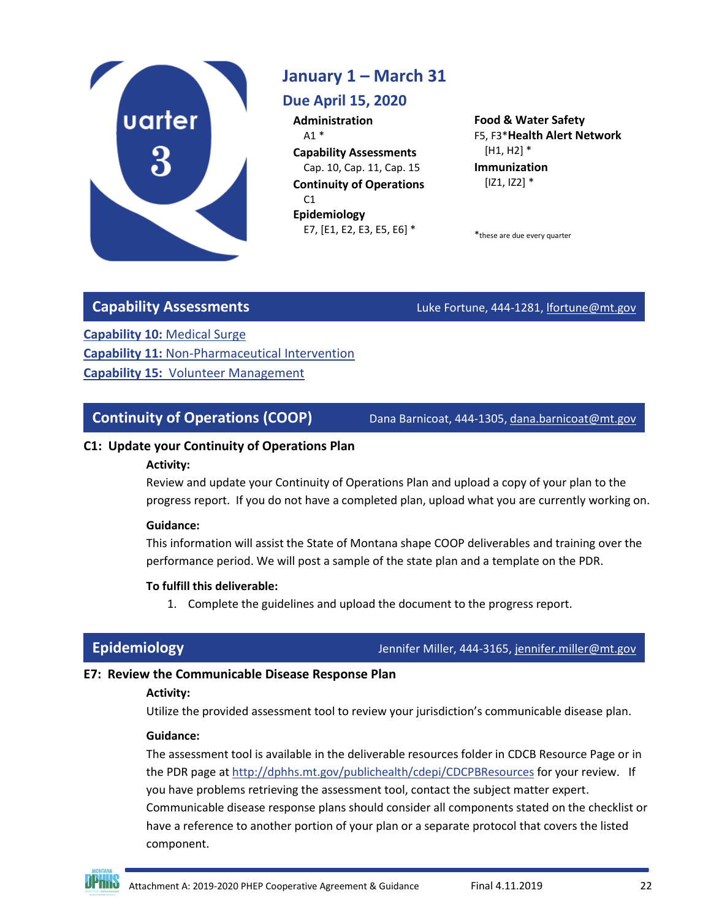Quarter 3

## January 1 – March 31

### Due April 15, 2020

**Administration**
A1 *

**Capability Assessments**
Cap. 10, Cap. 11, Cap. 15

**Continuity of Operations**
C1

**Epidemiology**
E7, [E1, E2, E3, E5, E6] *

**Food & Water Safety**
F5, F3*

**Health Alert Network**
[H1, H2] *

**Immunization**
[IZ1, IZ2] *

*these are due every quarter

## Capability Assessments

Luke Fortune, 444-1281, lfortune@mt.gov

**Capability 10:** Medical Surge
**Capability 11:** Non-Pharmaceutical Intervention
**Capability 15:** Volunteer Management

## Continuity of Operations (COOP)

Dana Barnicoat, 444-1305, dana.barnicoat@mt.gov

### C1: Update your Continuity of Operations Plan

**Activity:**
Review and update your Continuity of Operations Plan and upload a copy of your plan to the progress report. If you do not have a completed plan, upload what you are currently working on.

**Guidance:**
This information will assist the State of Montana shape COOP deliverables and training over the performance period. We will post a sample of the state plan and a template on the PDR.

**To fulfill this deliverable:**

1. Complete the guidelines and upload the document to the progress report.

## Epidemiology

Jennifer Miller, 444-3165, jennifer.miller@mt.gov

### E7: Review the Communicable Disease Response Plan

**Activity:**
Utilize the provided assessment tool to review your jurisdiction's communicable disease plan.

**Guidance:**
The assessment tool is available in the deliverable resources folder in CDCB Resource Page or in the PDR page at http://dphhs.mt.gov/publichealth/cdepi/CDCPBResources for your review. If you have problems retrieving the assessment tool, contact the subject matter expert. Communicable disease response plans should consider all components stated on the checklist or have a reference to another portion of your plan or a separate protocol that covers the listed component.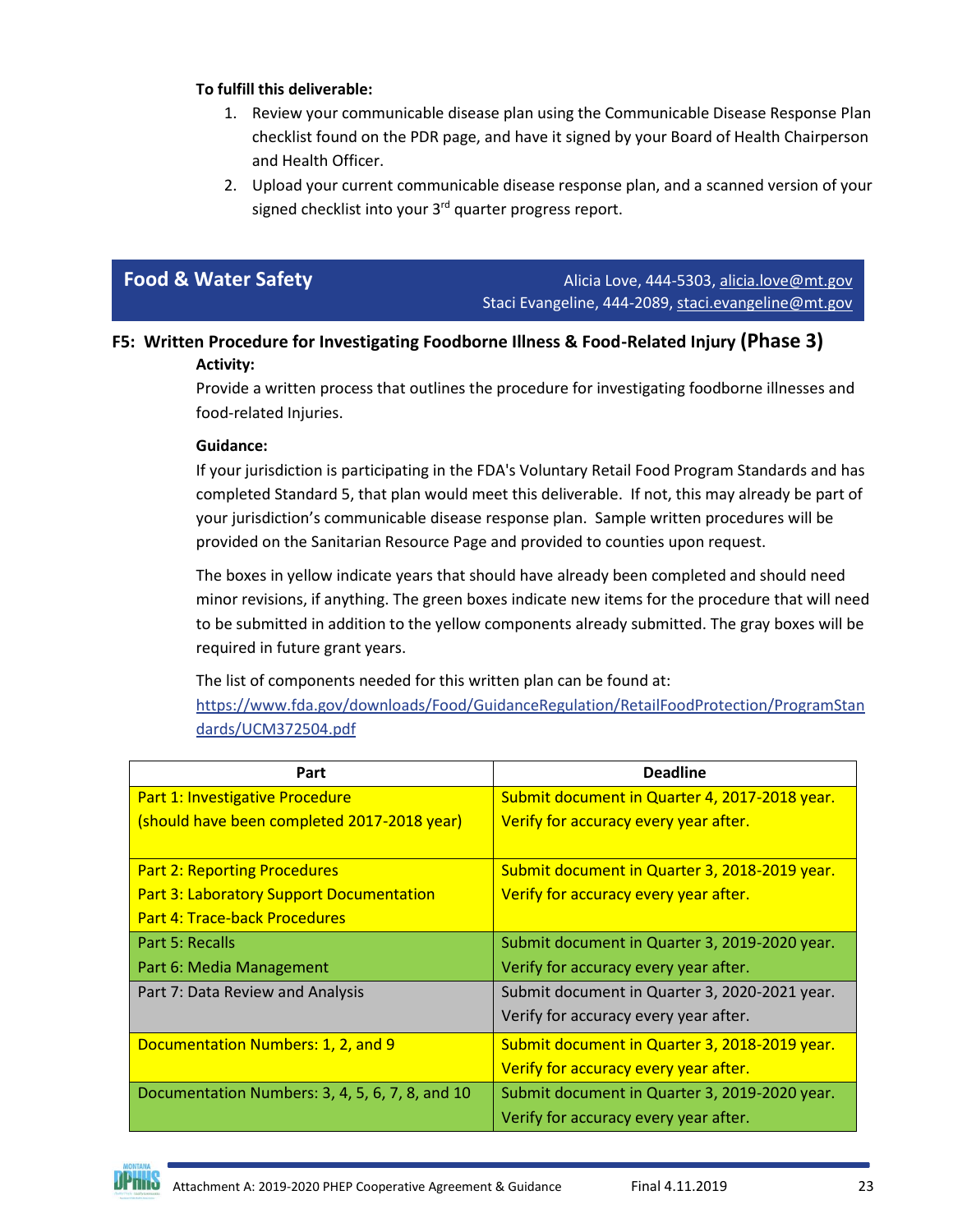**To fulfill this deliverable:**

1. Review your communicable disease plan using the Communicable Disease Response Plan checklist found on the PDR page, and have it signed by your Board of Health Chairperson and Health Officer.
2. Upload your current communicable disease response plan, and a scanned version of your signed checklist into your 3rd quarter progress report.

## Food & Water Safety

Alicia Love, 444-5303, alicia.love@mt.gov
Staci Evangeline, 444-2089, staci.evangeline@mt.gov

### F5: Written Procedure for Investigating Foodborne Illness & Food-Related Injury (Phase 3)

**Activity:**

Provide a written process that outlines the procedure for investigating foodborne illnesses and food-related Injuries.

**Guidance:**

If your jurisdiction is participating in the FDA's Voluntary Retail Food Program Standards and has completed Standard 5, that plan would meet this deliverable. If not, this may already be part of your jurisdiction's communicable disease response plan. Sample written procedures will be provided on the Sanitarian Resource Page and provided to counties upon request.

The boxes in yellow indicate years that should have already been completed and should need minor revisions, if anything. The green boxes indicate new items for the procedure that will need to be submitted in addition to the yellow components already submitted. The gray boxes will be required in future grant years.

The list of components needed for this written plan can be found at: https://www.fda.gov/downloads/Food/GuidanceRegulation/RetailFoodProtection/ProgramStandards/UCM372504.pdf

| Part | Deadline |
| --- | --- |
| Part 1: Investigative Procedure (should have been completed 2017-2018 year) | Submit document in Quarter 4, 2017-2018 year. Verify for accuracy every year after. |
| Part 2: Reporting Procedures<br>Part 3: Laboratory Support Documentation<br>Part 4: Trace-back Procedures | Submit document in Quarter 3, 2018-2019 year. Verify for accuracy every year after. |
| Part 5: Recalls<br>Part 6: Media Management | Submit document in Quarter 3, 2019-2020 year. Verify for accuracy every year after. |
| Part 7: Data Review and Analysis | Submit document in Quarter 3, 2020-2021 year. Verify for accuracy every year after. |
| Documentation Numbers: 1, 2, and 9 | Submit document in Quarter 3, 2018-2019 year. Verify for accuracy every year after. |
| Documentation Numbers: 3, 4, 5, 6, 7, 8, and 10 | Submit document in Quarter 3, 2019-2020 year. Verify for accuracy every year after. |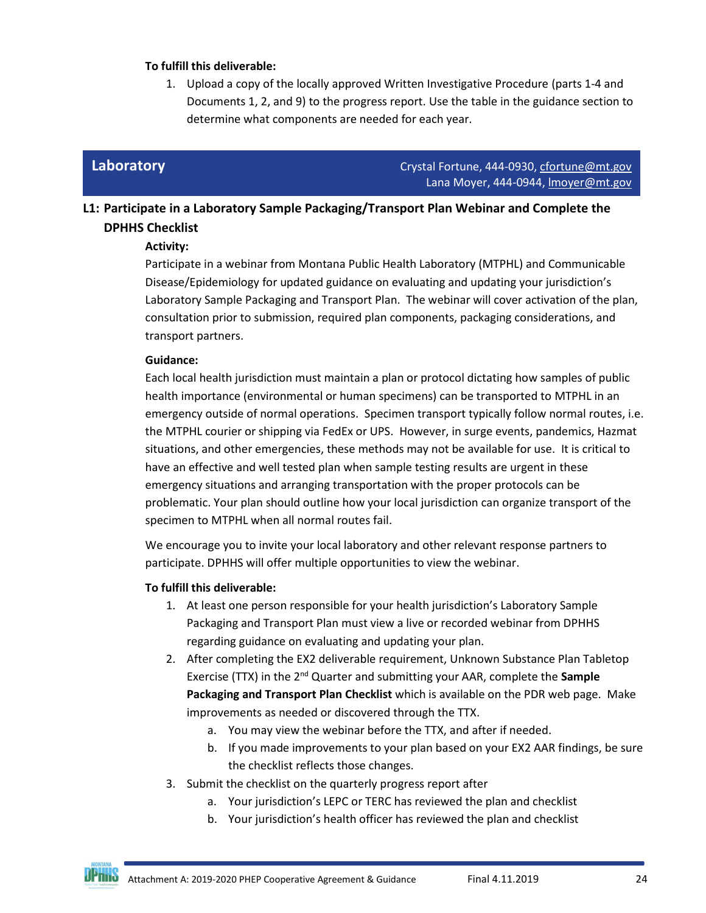**To fulfill this deliverable:**

1. Upload a copy of the locally approved Written Investigative Procedure (parts 1-4 and Documents 1, 2, and 9) to the progress report. Use the table in the guidance section to determine what components are needed for each year.

## Laboratory

Crystal Fortune, 444-0930, cfortune@mt.gov
Lana Moyer, 444-0944, lmoyer@mt.gov

### L1: Participate in a Laboratory Sample Packaging/Transport Plan Webinar and Complete the DPHHS Checklist

**Activity:**

Participate in a webinar from Montana Public Health Laboratory (MTPHL) and Communicable Disease/Epidemiology for updated guidance on evaluating and updating your jurisdiction's Laboratory Sample Packaging and Transport Plan. The webinar will cover activation of the plan, consultation prior to submission, required plan components, packaging considerations, and transport partners.

**Guidance:**

Each local health jurisdiction must maintain a plan or protocol dictating how samples of public health importance (environmental or human specimens) can be transported to MTPHL in an emergency outside of normal operations. Specimen transport typically follow normal routes, i.e. the MTPHL courier or shipping via FedEx or UPS. However, in surge events, pandemics, Hazmat situations, and other emergencies, these methods may not be available for use. It is critical to have an effective and well tested plan when sample testing results are urgent in these emergency situations and arranging transportation with the proper protocols can be problematic. Your plan should outline how your local jurisdiction can organize transport of the specimen to MTPHL when all normal routes fail.

We encourage you to invite your local laboratory and other relevant response partners to participate. DPHHS will offer multiple opportunities to view the webinar.

**To fulfill this deliverable:**

1. At least one person responsible for your health jurisdiction's Laboratory Sample Packaging and Transport Plan must view a live or recorded webinar from DPHHS regarding guidance on evaluating and updating your plan.
2. After completing the EX2 deliverable requirement, Unknown Substance Plan Tabletop Exercise (TTX) in the 2nd Quarter and submitting your AAR, complete the **Sample Packaging and Transport Plan Checklist** which is available on the PDR web page. Make improvements as needed or discovered through the TTX.
   a. You may view the webinar before the TTX, and after if needed.
   b. If you made improvements to your plan based on your EX2 AAR findings, be sure the checklist reflects those changes.
3. Submit the checklist on the quarterly progress report after
   a. Your jurisdiction's LEPC or TERC has reviewed the plan and checklist
   b. Your jurisdiction's health officer has reviewed the plan and checklist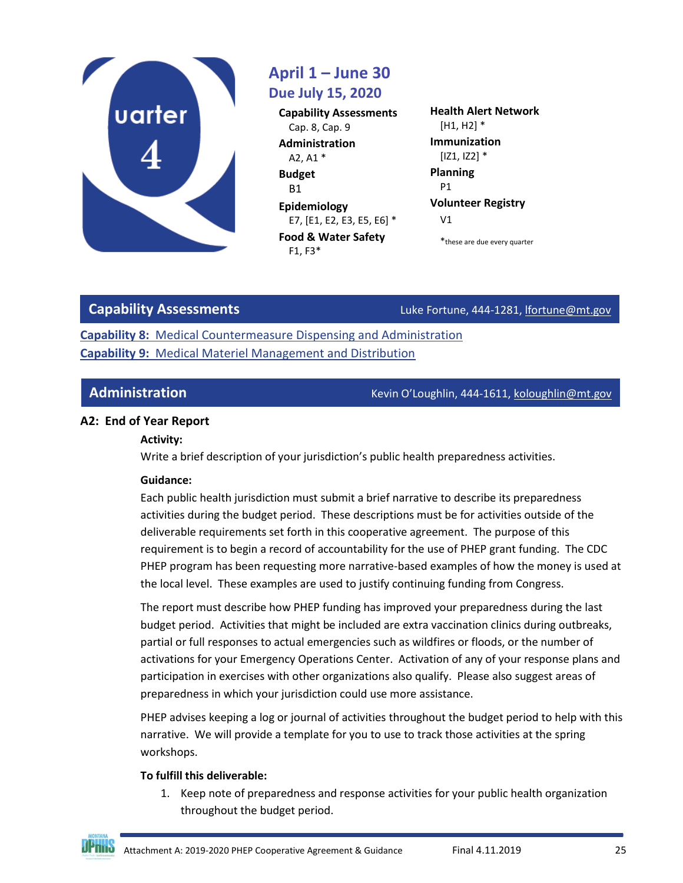# Quarter 4

## April 1 – June 30
## Due July 15, 2020

**Capability Assessments**
Cap. 8, Cap. 9

**Administration**
A2, A1 *

**Budget**
B1

**Epidemiology**
E7, [E1, E2, E3, E5, E6] *

**Food & Water Safety**
F1, F3*

**Health Alert Network**
[H1, H2] *

**Immunization**
[IZ1, IZ2] *

**Planning**
P1

**Volunteer Registry**
V1

*these are due every quarter

## Capability Assessments

Luke Fortune, 444-1281, lfortune@mt.gov

**Capability 8:** Medical Countermeasure Dispensing and Administration

**Capability 9:** Medical Materiel Management and Distribution

## Administration

Kevin O'Loughlin, 444-1611, koloughlin@mt.gov

### A2: End of Year Report

**Activity:**

Write a brief description of your jurisdiction's public health preparedness activities.

**Guidance:**

Each public health jurisdiction must submit a brief narrative to describe its preparedness activities during the budget period. These descriptions must be for activities outside of the deliverable requirements set forth in this cooperative agreement. The purpose of this requirement is to begin a record of accountability for the use of PHEP grant funding. The CDC PHEP program has been requesting more narrative-based examples of how the money is used at the local level. These examples are used to justify continuing funding from Congress.

The report must describe how PHEP funding has improved your preparedness during the last budget period. Activities that might be included are extra vaccination clinics during outbreaks, partial or full responses to actual emergencies such as wildfires or floods, or the number of activations for your Emergency Operations Center. Activation of any of your response plans and participation in exercises with other organizations also qualify. Please also suggest areas of preparedness in which your jurisdiction could use more assistance.

PHEP advises keeping a log or journal of activities throughout the budget period to help with this narrative. We will provide a template for you to use to track those activities at the spring workshops.

**To fulfill this deliverable:**

1. Keep note of preparedness and response activities for your public health organization throughout the budget period.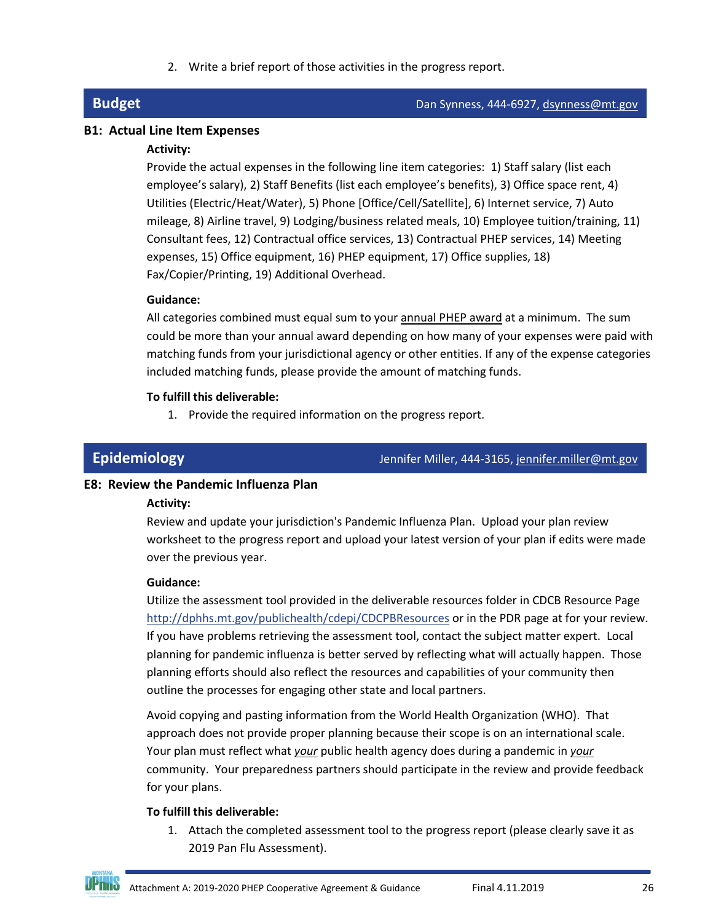2. Write a brief report of those activities in the progress report.

## Budget

Dan Synness, 444-6927, dsynness@mt.gov

### B1: Actual Line Item Expenses

**Activity:**

Provide the actual expenses in the following line item categories: 1) Staff salary (list each employee's salary), 2) Staff Benefits (list each employee's benefits), 3) Office space rent, 4) Utilities (Electric/Heat/Water), 5) Phone [Office/Cell/Satellite], 6) Internet service, 7) Auto mileage, 8) Airline travel, 9) Lodging/business related meals, 10) Employee tuition/training, 11) Consultant fees, 12) Contractual office services, 13) Contractual PHEP services, 14) Meeting expenses, 15) Office equipment, 16) PHEP equipment, 17) Office supplies, 18) Fax/Copier/Printing, 19) Additional Overhead.

**Guidance:**

All categories combined must equal sum to your annual PHEP award at a minimum. The sum could be more than your annual award depending on how many of your expenses were paid with matching funds from your jurisdictional agency or other entities. If any of the expense categories included matching funds, please provide the amount of matching funds.

**To fulfill this deliverable:**

1. Provide the required information on the progress report.

## Epidemiology

Jennifer Miller, 444-3165, jennifer.miller@mt.gov

### E8: Review the Pandemic Influenza Plan

**Activity:**

Review and update your jurisdiction's Pandemic Influenza Plan. Upload your plan review worksheet to the progress report and upload your latest version of your plan if edits were made over the previous year.

**Guidance:**

Utilize the assessment tool provided in the deliverable resources folder in CDCB Resource Page http://dphhs.mt.gov/publichealth/cdepi/CDCPBResources or in the PDR page at for your review. If you have problems retrieving the assessment tool, contact the subject matter expert. Local planning for pandemic influenza is better served by reflecting what will actually happen. Those planning efforts should also reflect the resources and capabilities of your community then outline the processes for engaging other state and local partners.

Avoid copying and pasting information from the World Health Organization (WHO). That approach does not provide proper planning because their scope is on an international scale. Your plan must reflect what *your* public health agency does during a pandemic in *your* community. Your preparedness partners should participate in the review and provide feedback for your plans.

**To fulfill this deliverable:**

1. Attach the completed assessment tool to the progress report (please clearly save it as 2019 Pan Flu Assessment).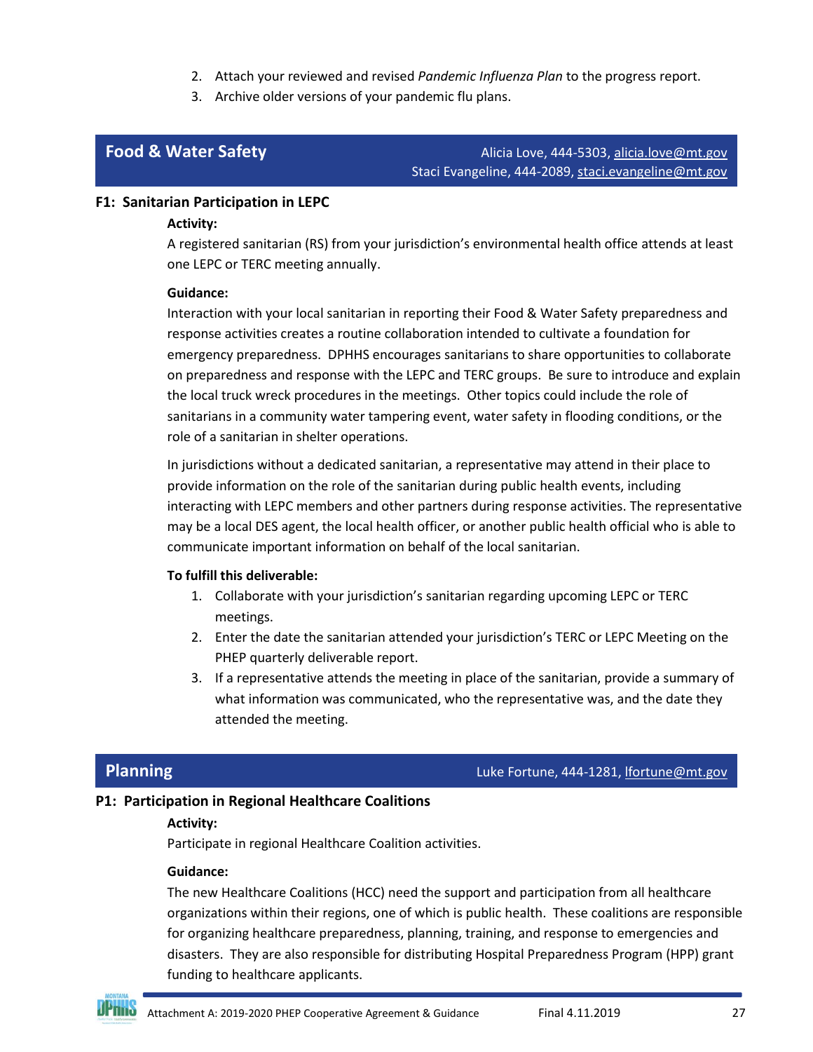2. Attach your reviewed and revised *Pandemic Influenza Plan* to the progress report.
3. Archive older versions of your pandemic flu plans.

## Food & Water Safety

Alicia Love, 444-5303, alicia.love@mt.gov
Staci Evangeline, 444-2089, staci.evangeline@mt.gov

### F1: Sanitarian Participation in LEPC

**Activity:**

A registered sanitarian (RS) from your jurisdiction's environmental health office attends at least one LEPC or TERC meeting annually.

**Guidance:**

Interaction with your local sanitarian in reporting their Food & Water Safety preparedness and response activities creates a routine collaboration intended to cultivate a foundation for emergency preparedness. DPHHS encourages sanitarians to share opportunities to collaborate on preparedness and response with the LEPC and TERC groups. Be sure to introduce and explain the local truck wreck procedures in the meetings. Other topics could include the role of sanitarians in a community water tampering event, water safety in flooding conditions, or the role of a sanitarian in shelter operations.

In jurisdictions without a dedicated sanitarian, a representative may attend in their place to provide information on the role of the sanitarian during public health events, including interacting with LEPC members and other partners during response activities. The representative may be a local DES agent, the local health officer, or another public health official who is able to communicate important information on behalf of the local sanitarian.

**To fulfill this deliverable:**

1. Collaborate with your jurisdiction's sanitarian regarding upcoming LEPC or TERC meetings.
2. Enter the date the sanitarian attended your jurisdiction's TERC or LEPC Meeting on the PHEP quarterly deliverable report.
3. If a representative attends the meeting in place of the sanitarian, provide a summary of what information was communicated, who the representative was, and the date they attended the meeting.

## Planning

Luke Fortune, 444-1281, lfortune@mt.gov

### P1: Participation in Regional Healthcare Coalitions

**Activity:**

Participate in regional Healthcare Coalition activities.

**Guidance:**

The new Healthcare Coalitions (HCC) need the support and participation from all healthcare organizations within their regions, one of which is public health. These coalitions are responsible for organizing healthcare preparedness, planning, training, and response to emergencies and disasters. They are also responsible for distributing Hospital Preparedness Program (HPP) grant funding to healthcare applicants.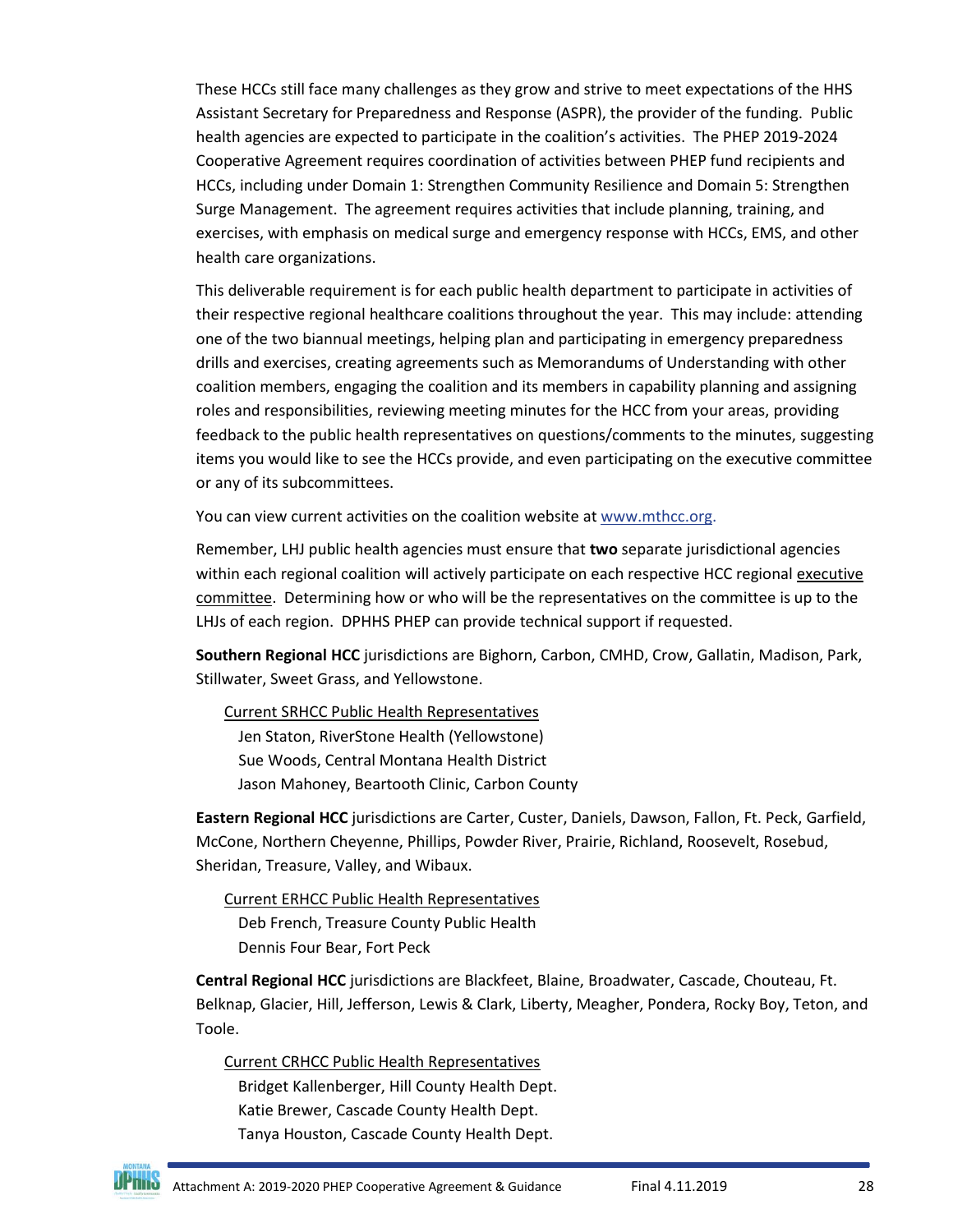These HCCs still face many challenges as they grow and strive to meet expectations of the HHS Assistant Secretary for Preparedness and Response (ASPR), the provider of the funding. Public health agencies are expected to participate in the coalition's activities. The PHEP 2019-2024 Cooperative Agreement requires coordination of activities between PHEP fund recipients and HCCs, including under Domain 1: Strengthen Community Resilience and Domain 5: Strengthen Surge Management. The agreement requires activities that include planning, training, and exercises, with emphasis on medical surge and emergency response with HCCs, EMS, and other health care organizations.

This deliverable requirement is for each public health department to participate in activities of their respective regional healthcare coalitions throughout the year. This may include: attending one of the two biannual meetings, helping plan and participating in emergency preparedness drills and exercises, creating agreements such as Memorandums of Understanding with other coalition members, engaging the coalition and its members in capability planning and assigning roles and responsibilities, reviewing meeting minutes for the HCC from your areas, providing feedback to the public health representatives on questions/comments to the minutes, suggesting items you would like to see the HCCs provide, and even participating on the executive committee or any of its subcommittees.

You can view current activities on the coalition website at [www.mthcc.org](http://www.mthcc.org).

Remember, LHJ public health agencies must ensure that **two** separate jurisdictional agencies within each regional coalition will actively participate on each respective HCC regional <u>executive committee</u>. Determining how or who will be the representatives on the committee is up to the LHJs of each region. DPHHS PHEP can provide technical support if requested.

**Southern Regional HCC** jurisdictions are Bighorn, Carbon, CMHD, Crow, Gallatin, Madison, Park, Stillwater, Sweet Grass, and Yellowstone.

<u>Current SRHCC Public Health Representatives</u>
Jen Staton, RiverStone Health (Yellowstone)
Sue Woods, Central Montana Health District
Jason Mahoney, Beartooth Clinic, Carbon County

**Eastern Regional HCC** jurisdictions are Carter, Custer, Daniels, Dawson, Fallon, Ft. Peck, Garfield, McCone, Northern Cheyenne, Phillips, Powder River, Prairie, Richland, Roosevelt, Rosebud, Sheridan, Treasure, Valley, and Wibaux.

<u>Current ERHCC Public Health Representatives</u>
Deb French, Treasure County Public Health
Dennis Four Bear, Fort Peck

**Central Regional HCC** jurisdictions are Blackfeet, Blaine, Broadwater, Cascade, Chouteau, Ft. Belknap, Glacier, Hill, Jefferson, Lewis & Clark, Liberty, Meagher, Pondera, Rocky Boy, Teton, and Toole.

<u>Current CRHCC Public Health Representatives</u>
Bridget Kallenberger, Hill County Health Dept.
Katie Brewer, Cascade County Health Dept.
Tanya Houston, Cascade County Health Dept.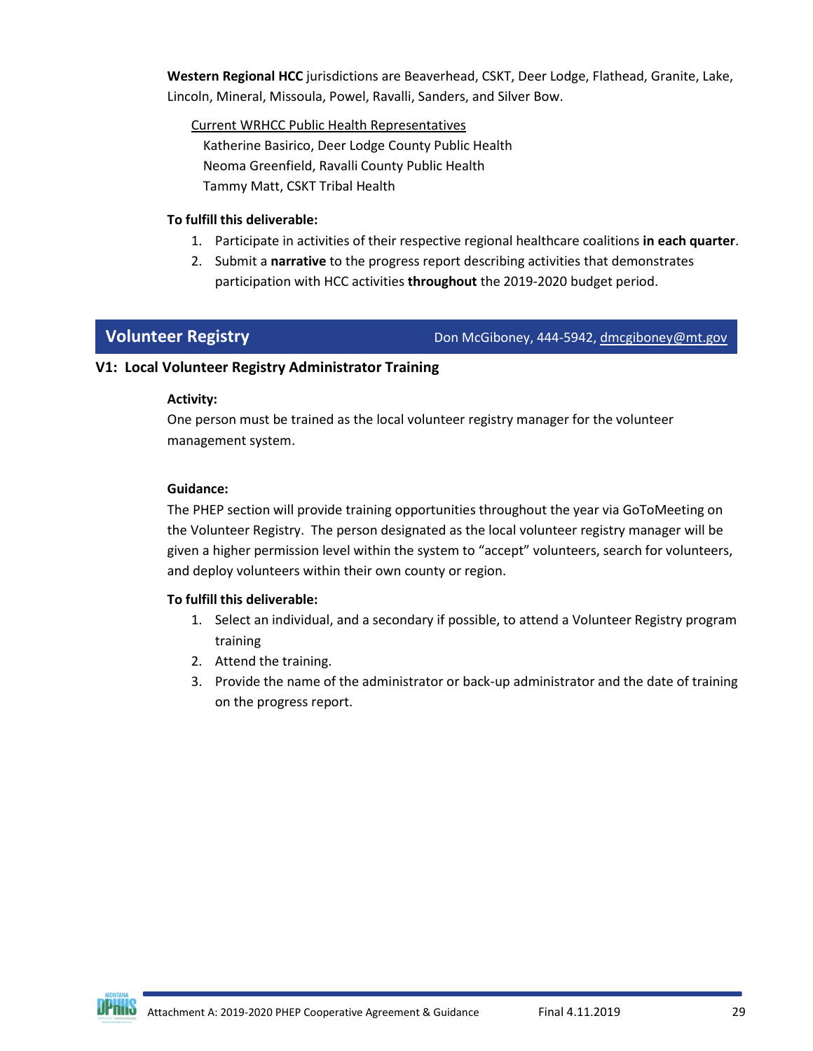**Western Regional HCC** jurisdictions are Beaverhead, CSKT, Deer Lodge, Flathead, Granite, Lake, Lincoln, Mineral, Missoula, Powel, Ravalli, Sanders, and Silver Bow.

Current WRHCC Public Health Representatives
Katherine Basirico, Deer Lodge County Public Health
Neoma Greenfield, Ravalli County Public Health
Tammy Matt, CSKT Tribal Health

**To fulfill this deliverable:**

1. Participate in activities of their respective regional healthcare coalitions **in each quarter**.
2. Submit a **narrative** to the progress report describing activities that demonstrates participation with HCC activities **throughout** the 2019-2020 budget period.

## Volunteer Registry

Don McGiboney, 444-5942, dmcgiboney@mt.gov

### V1: Local Volunteer Registry Administrator Training

**Activity:**

One person must be trained as the local volunteer registry manager for the volunteer management system.

**Guidance:**

The PHEP section will provide training opportunities throughout the year via GoToMeeting on the Volunteer Registry. The person designated as the local volunteer registry manager will be given a higher permission level within the system to "accept" volunteers, search for volunteers, and deploy volunteers within their own county or region.

**To fulfill this deliverable:**

1. Select an individual, and a secondary if possible, to attend a Volunteer Registry program training
2. Attend the training.
3. Provide the name of the administrator or back-up administrator and the date of training on the progress report.